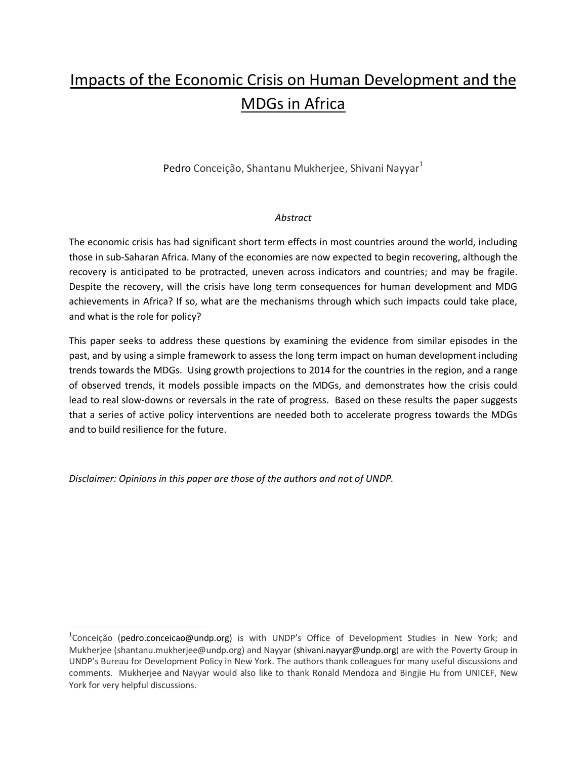# Impacts of the Economic Crisis on Human Development and the MDGs in Africa

Pedro Conceição, Shantanu Mukherjee, Shivani Nayyar[1]

*Abstract*

The economic crisis has had significant short term effects in most countries around the world, including those in sub-Saharan Africa. Many of the economies are now expected to begin recovering, although the recovery is anticipated to be protracted, uneven across indicators and countries; and may be fragile. Despite the recovery, will the crisis have long term consequences for human development and MDG achievements in Africa? If so, what are the mechanisms through which such impacts could take place, and what is the role for policy?

This paper seeks to address these questions by examining the evidence from similar episodes in the past, and by using a simple framework to assess the long term impact on human development including trends towards the MDGs. Using growth projections to 2014 for the countries in the region, and a range of observed trends, it models possible impacts on the MDGs, and demonstrates how the crisis could lead to real slow-downs or reversals in the rate of progress. Based on these results the paper suggests that a series of active policy interventions are needed both to accelerate progress towards the MDGs and to build resilience for the future.

*Disclaimer: Opinions in this paper are those of the authors and not of UNDP.*

---

[1] Conceição (pedro.conceicao@undp.org) is with UNDP's Office of Development Studies in New York; and Mukherjee (shantanu.mukherjee@undp.org) and Nayyar (shivani.nayyar@undp.org) are with the Poverty Group in UNDP's Bureau for Development Policy in New York. The authors thank colleagues for many useful discussions and comments. Mukherjee and Nayyar would also like to thank Ronald Mendoza and Bingjie Hu from UNICEF, New York for very helpful discussions.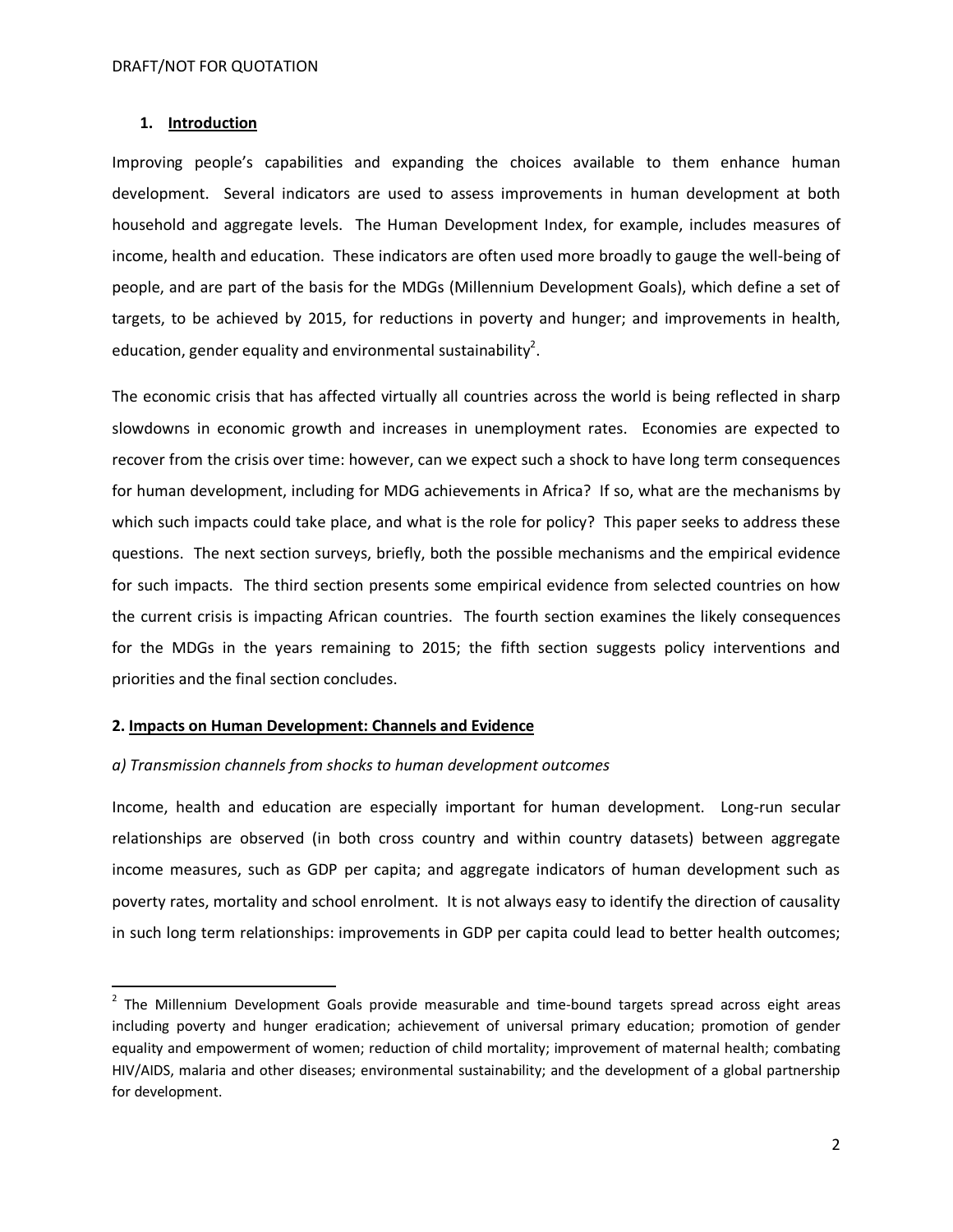## 1. Introduction

Improving people's capabilities and expanding the choices available to them enhance human development. Several indicators are used to assess improvements in human development at both household and aggregate levels. The Human Development Index, for example, includes measures of income, health and education. These indicators are often used more broadly to gauge the well-being of people, and are part of the basis for the MDGs (Millennium Development Goals), which define a set of targets, to be achieved by 2015, for reductions in poverty and hunger; and improvements in health, education, gender equality and environmental sustainability[2].

The economic crisis that has affected virtually all countries across the world is being reflected in sharp slowdowns in economic growth and increases in unemployment rates. Economies are expected to recover from the crisis over time: however, can we expect such a shock to have long term consequences for human development, including for MDG achievements in Africa? If so, what are the mechanisms by which such impacts could take place, and what is the role for policy? This paper seeks to address these questions. The next section surveys, briefly, both the possible mechanisms and the empirical evidence for such impacts. The third section presents some empirical evidence from selected countries on how the current crisis is impacting African countries. The fourth section examines the likely consequences for the MDGs in the years remaining to 2015; the fifth section suggests policy interventions and priorities and the final section concludes.

## 2. Impacts on Human Development: Channels and Evidence

### *a) Transmission channels from shocks to human development outcomes*

Income, health and education are especially important for human development. Long-run secular relationships are observed (in both cross country and within country datasets) between aggregate income measures, such as GDP per capita; and aggregate indicators of human development such as poverty rates, mortality and school enrolment. It is not always easy to identify the direction of causality in such long term relationships: improvements in GDP per capita could lead to better health outcomes;

---

[2] The Millennium Development Goals provide measurable and time-bound targets spread across eight areas including poverty and hunger eradication; achievement of universal primary education; promotion of gender equality and empowerment of women; reduction of child mortality; improvement of maternal health; combating HIV/AIDS, malaria and other diseases; environmental sustainability; and the development of a global partnership for development.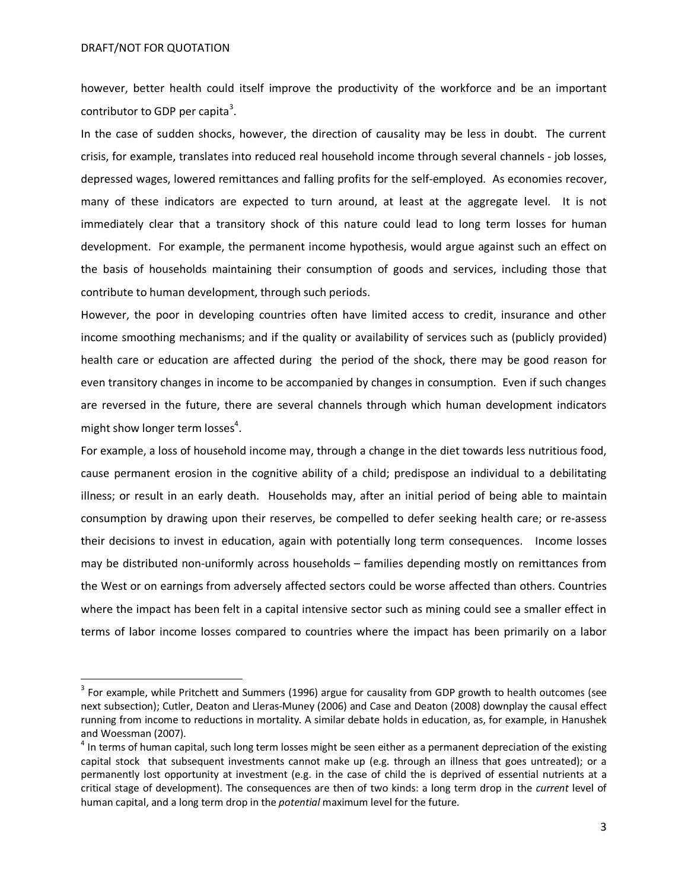however, better health could itself improve the productivity of the workforce and be an important contributor to GDP per capita[3].

In the case of sudden shocks, however, the direction of causality may be less in doubt. The current crisis, for example, translates into reduced real household income through several channels - job losses, depressed wages, lowered remittances and falling profits for the self-employed. As economies recover, many of these indicators are expected to turn around, at least at the aggregate level. It is not immediately clear that a transitory shock of this nature could lead to long term losses for human development. For example, the permanent income hypothesis, would argue against such an effect on the basis of households maintaining their consumption of goods and services, including those that contribute to human development, through such periods.

However, the poor in developing countries often have limited access to credit, insurance and other income smoothing mechanisms; and if the quality or availability of services such as (publicly provided) health care or education are affected during the period of the shock, there may be good reason for even transitory changes in income to be accompanied by changes in consumption. Even if such changes are reversed in the future, there are several channels through which human development indicators might show longer term losses[4].

For example, a loss of household income may, through a change in the diet towards less nutritious food, cause permanent erosion in the cognitive ability of a child; predispose an individual to a debilitating illness; or result in an early death. Households may, after an initial period of being able to maintain consumption by drawing upon their reserves, be compelled to defer seeking health care; or re-assess their decisions to invest in education, again with potentially long term consequences. Income losses may be distributed non-uniformly across households – families depending mostly on remittances from the West or on earnings from adversely affected sectors could be worse affected than others. Countries where the impact has been felt in a capital intensive sector such as mining could see a smaller effect in terms of labor income losses compared to countries where the impact has been primarily on a labor

---

[3] For example, while Pritchett and Summers (1996) argue for causality from GDP growth to health outcomes (see next subsection); Cutler, Deaton and Lleras-Muney (2006) and Case and Deaton (2008) downplay the causal effect running from income to reductions in mortality. A similar debate holds in education, as, for example, in Hanushek and Woessman (2007).

[4] In terms of human capital, such long term losses might be seen either as a permanent depreciation of the existing capital stock that subsequent investments cannot make up (e.g. through an illness that goes untreated); or a permanently lost opportunity at investment (e.g. in the case of child the is deprived of essential nutrients at a critical stage of development). The consequences are then of two kinds: a long term drop in the *current* level of human capital, and a long term drop in the *potential* maximum level for the future.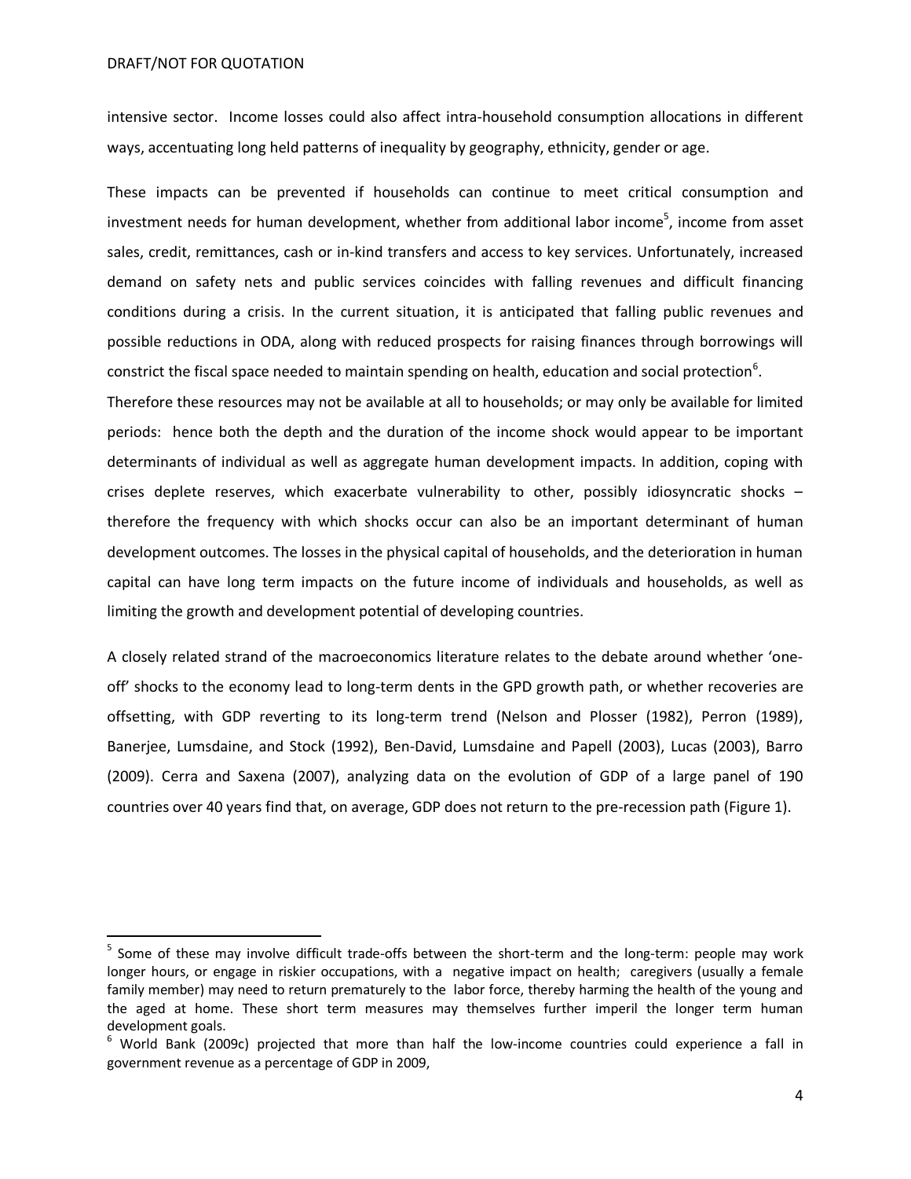intensive sector. Income losses could also affect intra-household consumption allocations in different ways, accentuating long held patterns of inequality by geography, ethnicity, gender or age.

These impacts can be prevented if households can continue to meet critical consumption and investment needs for human development, whether from additional labor income[5], income from asset sales, credit, remittances, cash or in-kind transfers and access to key services. Unfortunately, increased demand on safety nets and public services coincides with falling revenues and difficult financing conditions during a crisis. In the current situation, it is anticipated that falling public revenues and possible reductions in ODA, along with reduced prospects for raising finances through borrowings will constrict the fiscal space needed to maintain spending on health, education and social protection[6]. Therefore these resources may not be available at all to households; or may only be available for limited periods: hence both the depth and the duration of the income shock would appear to be important determinants of individual as well as aggregate human development impacts. In addition, coping with crises deplete reserves, which exacerbate vulnerability to other, possibly idiosyncratic shocks – therefore the frequency with which shocks occur can also be an important determinant of human development outcomes. The losses in the physical capital of households, and the deterioration in human capital can have long term impacts on the future income of individuals and households, as well as limiting the growth and development potential of developing countries.

A closely related strand of the macroeconomics literature relates to the debate around whether 'one-off' shocks to the economy lead to long-term dents in the GPD growth path, or whether recoveries are offsetting, with GDP reverting to its long-term trend (Nelson and Plosser (1982), Perron (1989), Banerjee, Lumsdaine, and Stock (1992), Ben-David, Lumsdaine and Papell (2003), Lucas (2003), Barro (2009). Cerra and Saxena (2007), analyzing data on the evolution of GDP of a large panel of 190 countries over 40 years find that, on average, GDP does not return to the pre-recession path (Figure 1).

---

[5] Some of these may involve difficult trade-offs between the short-term and the long-term: people may work longer hours, or engage in riskier occupations, with a negative impact on health; caregivers (usually a female family member) may need to return prematurely to the labor force, thereby harming the health of the young and the aged at home. These short term measures may themselves further imperil the longer term human development goals.

[6] World Bank (2009c) projected that more than half the low-income countries could experience a fall in government revenue as a percentage of GDP in 2009,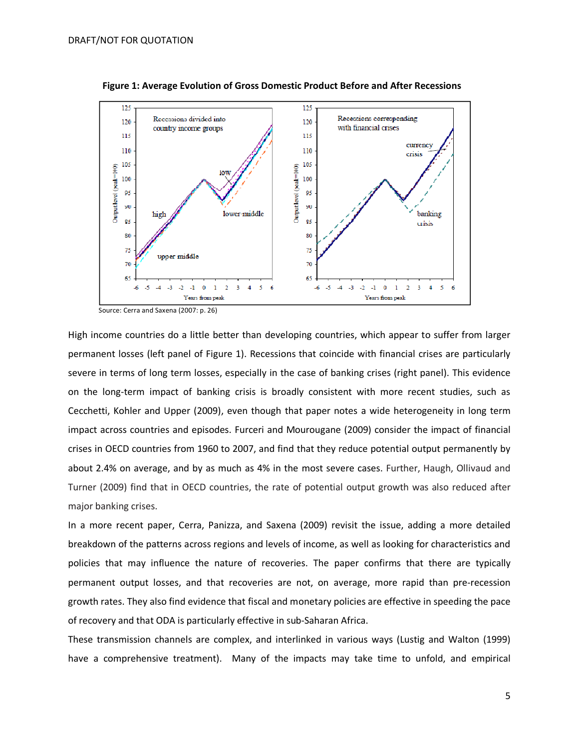**Figure 1: Average Evolution of Gross Domestic Product Before and After Recessions**

Source: Cerra and Saxena (2007: p. 26)

High income countries do a little better than developing countries, which appear to suffer from larger permanent losses (left panel of Figure 1). Recessions that coincide with financial crises are particularly severe in terms of long term losses, especially in the case of banking crises (right panel). This evidence on the long-term impact of banking crisis is broadly consistent with more recent studies, such as Cecchetti, Kohler and Upper (2009), even though that paper notes a wide heterogeneity in long term impact across countries and episodes. Furceri and Mourougane (2009) consider the impact of financial crises in OECD countries from 1960 to 2007, and find that they reduce potential output permanently by about 2.4% on average, and by as much as 4% in the most severe cases. Further, Haugh, Ollivaud and Turner (2009) find that in OECD countries, the rate of potential output growth was also reduced after major banking crises.

In a more recent paper, Cerra, Panizza, and Saxena (2009) revisit the issue, adding a more detailed breakdown of the patterns across regions and levels of income, as well as looking for characteristics and policies that may influence the nature of recoveries. The paper confirms that there are typically permanent output losses, and that recoveries are not, on average, more rapid than pre-recession growth rates. They also find evidence that fiscal and monetary policies are effective in speeding the pace of recovery and that ODA is particularly effective in sub-Saharan Africa.

These transmission channels are complex, and interlinked in various ways (Lustig and Walton (1999) have a comprehensive treatment). Many of the impacts may take time to unfold, and empirical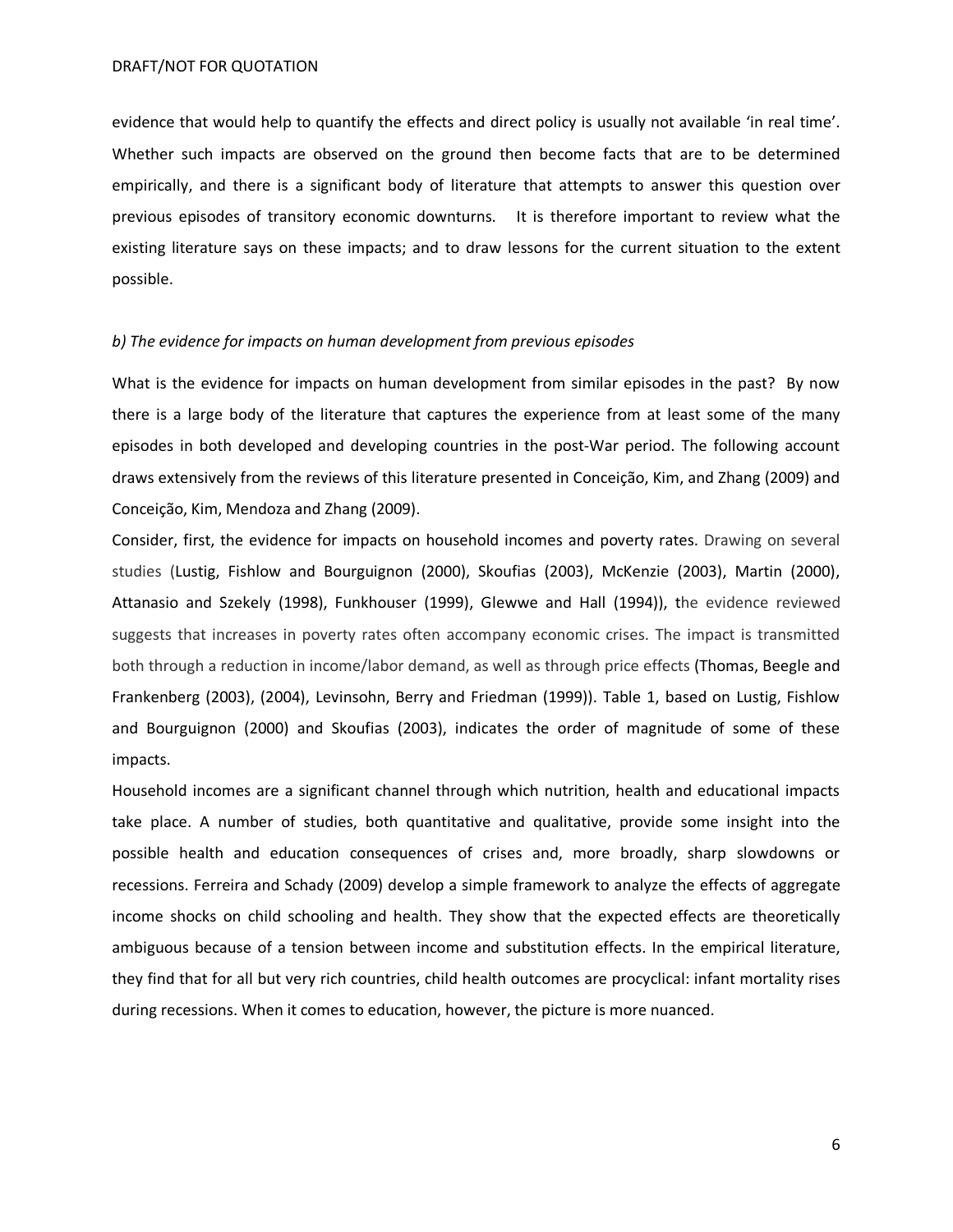evidence that would help to quantify the effects and direct policy is usually not available 'in real time'. Whether such impacts are observed on the ground then become facts that are to be determined empirically, and there is a significant body of literature that attempts to answer this question over previous episodes of transitory economic downturns. It is therefore important to review what the existing literature says on these impacts; and to draw lessons for the current situation to the extent possible.

*b) The evidence for impacts on human development from previous episodes*

What is the evidence for impacts on human development from similar episodes in the past? By now there is a large body of the literature that captures the experience from at least some of the many episodes in both developed and developing countries in the post-War period. The following account draws extensively from the reviews of this literature presented in Conceição, Kim, and Zhang (2009) and Conceição, Kim, Mendoza and Zhang (2009).

Consider, first, the evidence for impacts on household incomes and poverty rates. Drawing on several studies (Lustig, Fishlow and Bourguignon (2000), Skoufias (2003), McKenzie (2003), Martin (2000), Attanasio and Szekely (1998), Funkhouser (1999), Glewwe and Hall (1994)), the evidence reviewed suggests that increases in poverty rates often accompany economic crises. The impact is transmitted both through a reduction in income/labor demand, as well as through price effects (Thomas, Beegle and Frankenberg (2003), (2004), Levinsohn, Berry and Friedman (1999)). Table 1, based on Lustig, Fishlow and Bourguignon (2000) and Skoufias (2003), indicates the order of magnitude of some of these impacts.

Household incomes are a significant channel through which nutrition, health and educational impacts take place. A number of studies, both quantitative and qualitative, provide some insight into the possible health and education consequences of crises and, more broadly, sharp slowdowns or recessions. Ferreira and Schady (2009) develop a simple framework to analyze the effects of aggregate income shocks on child schooling and health. They show that the expected effects are theoretically ambiguous because of a tension between income and substitution effects. In the empirical literature, they find that for all but very rich countries, child health outcomes are procyclical: infant mortality rises during recessions. When it comes to education, however, the picture is more nuanced.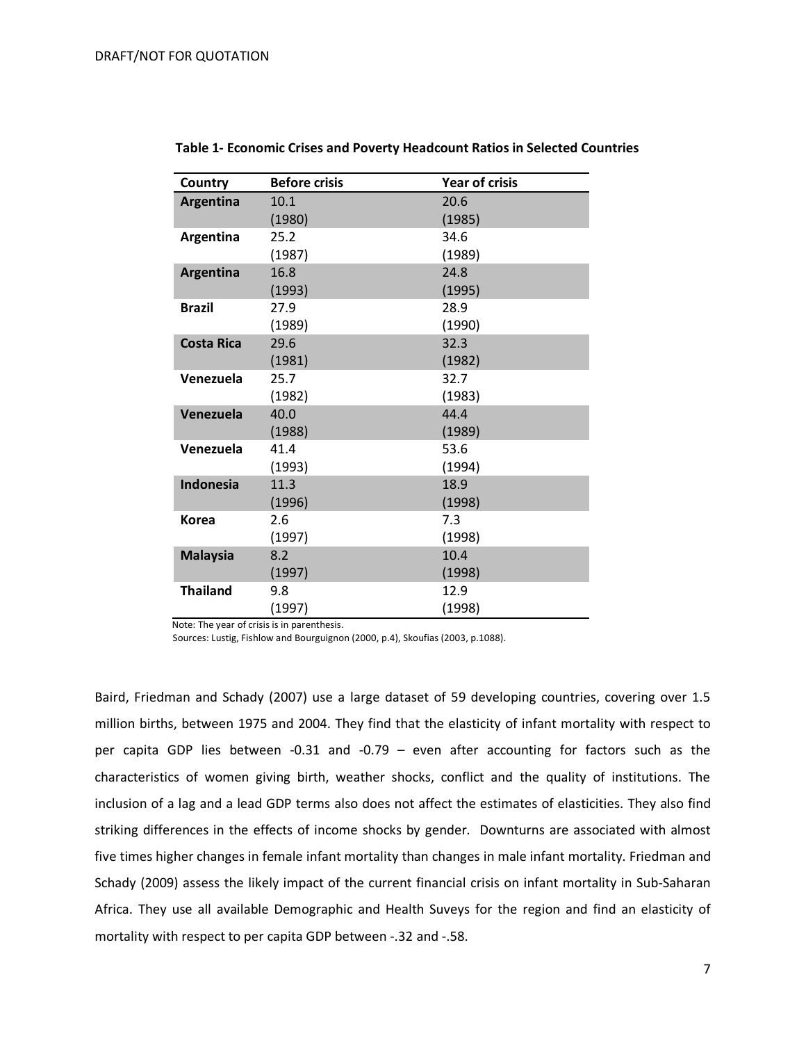**Table 1- Economic Crises and Poverty Headcount Ratios in Selected Countries**

| Country | Before crisis | Year of crisis |
|---|---|---|
| **Argentina** | 10.1 (1980) | 20.6 (1985) |
| **Argentina** | 25.2 (1987) | 34.6 (1989) |
| **Argentina** | 16.8 (1993) | 24.8 (1995) |
| **Brazil** | 27.9 (1989) | 28.9 (1990) |
| **Costa Rica** | 29.6 (1981) | 32.3 (1982) |
| **Venezuela** | 25.7 (1982) | 32.7 (1983) |
| **Venezuela** | 40.0 (1988) | 44.4 (1989) |
| **Venezuela** | 41.4 (1993) | 53.6 (1994) |
| **Indonesia** | 11.3 (1996) | 18.9 (1998) |
| **Korea** | 2.6 (1997) | 7.3 (1998) |
| **Malaysia** | 8.2 (1997) | 10.4 (1998) |
| **Thailand** | 9.8 (1997) | 12.9 (1998) |

Note: The year of crisis is in parenthesis.
Sources: Lustig, Fishlow and Bourguignon (2000, p.4), Skoufias (2003, p.1088).

Baird, Friedman and Schady (2007) use a large dataset of 59 developing countries, covering over 1.5 million births, between 1975 and 2004. They find that the elasticity of infant mortality with respect to per capita GDP lies between -0.31 and -0.79 – even after accounting for factors such as the characteristics of women giving birth, weather shocks, conflict and the quality of institutions. The inclusion of a lag and a lead GDP terms also does not affect the estimates of elasticities. They also find striking differences in the effects of income shocks by gender. Downturns are associated with almost five times higher changes in female infant mortality than changes in male infant mortality. Friedman and Schady (2009) assess the likely impact of the current financial crisis on infant mortality in Sub-Saharan Africa. They use all available Demographic and Health Suveys for the region and find an elasticity of mortality with respect to per capita GDP between -.32 and -.58.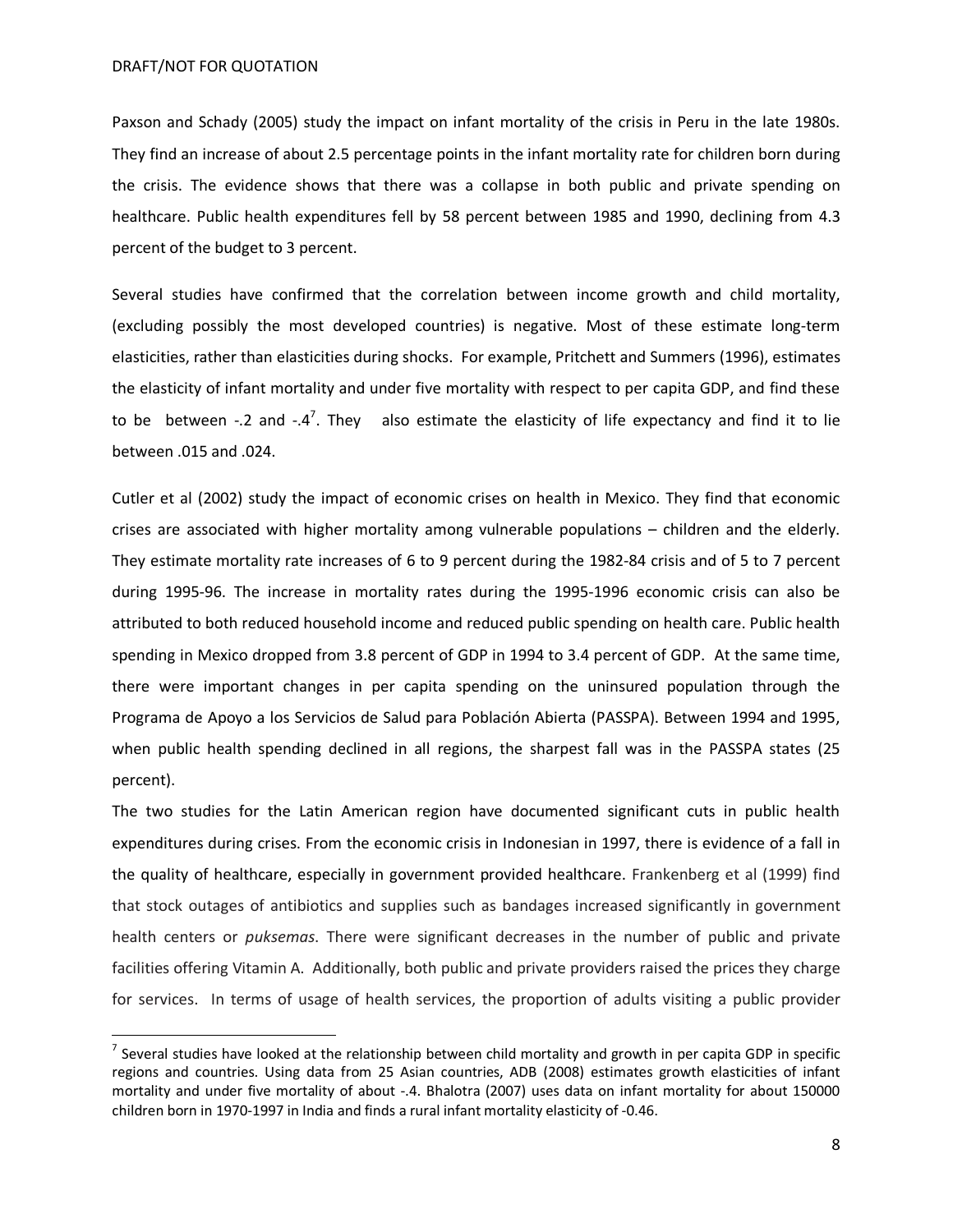Paxson and Schady (2005) study the impact on infant mortality of the crisis in Peru in the late 1980s. They find an increase of about 2.5 percentage points in the infant mortality rate for children born during the crisis. The evidence shows that there was a collapse in both public and private spending on healthcare. Public health expenditures fell by 58 percent between 1985 and 1990, declining from 4.3 percent of the budget to 3 percent.

Several studies have confirmed that the correlation between income growth and child mortality, (excluding possibly the most developed countries) is negative. Most of these estimate long-term elasticities, rather than elasticities during shocks. For example, Pritchett and Summers (1996), estimates the elasticity of infant mortality and under five mortality with respect to per capita GDP, and find these to be between -.2 and -.4[7]. They also estimate the elasticity of life expectancy and find it to lie between .015 and .024.

Cutler et al (2002) study the impact of economic crises on health in Mexico. They find that economic crises are associated with higher mortality among vulnerable populations – children and the elderly. They estimate mortality rate increases of 6 to 9 percent during the 1982-84 crisis and of 5 to 7 percent during 1995-96. The increase in mortality rates during the 1995-1996 economic crisis can also be attributed to both reduced household income and reduced public spending on health care. Public health spending in Mexico dropped from 3.8 percent of GDP in 1994 to 3.4 percent of GDP. At the same time, there were important changes in per capita spending on the uninsured population through the Programa de Apoyo a los Servicios de Salud para Población Abierta (PASSPA). Between 1994 and 1995, when public health spending declined in all regions, the sharpest fall was in the PASSPA states (25 percent).

The two studies for the Latin American region have documented significant cuts in public health expenditures during crises. From the economic crisis in Indonesian in 1997, there is evidence of a fall in the quality of healthcare, especially in government provided healthcare. Frankenberg et al (1999) find that stock outages of antibiotics and supplies such as bandages increased significantly in government health centers or *puksemas*. There were significant decreases in the number of public and private facilities offering Vitamin A. Additionally, both public and private providers raised the prices they charge for services. In terms of usage of health services, the proportion of adults visiting a public provider

[7] Several studies have looked at the relationship between child mortality and growth in per capita GDP in specific regions and countries. Using data from 25 Asian countries, ADB (2008) estimates growth elasticities of infant mortality and under five mortality of about -.4. Bhalotra (2007) uses data on infant mortality for about 150000 children born in 1970-1997 in India and finds a rural infant mortality elasticity of -0.46.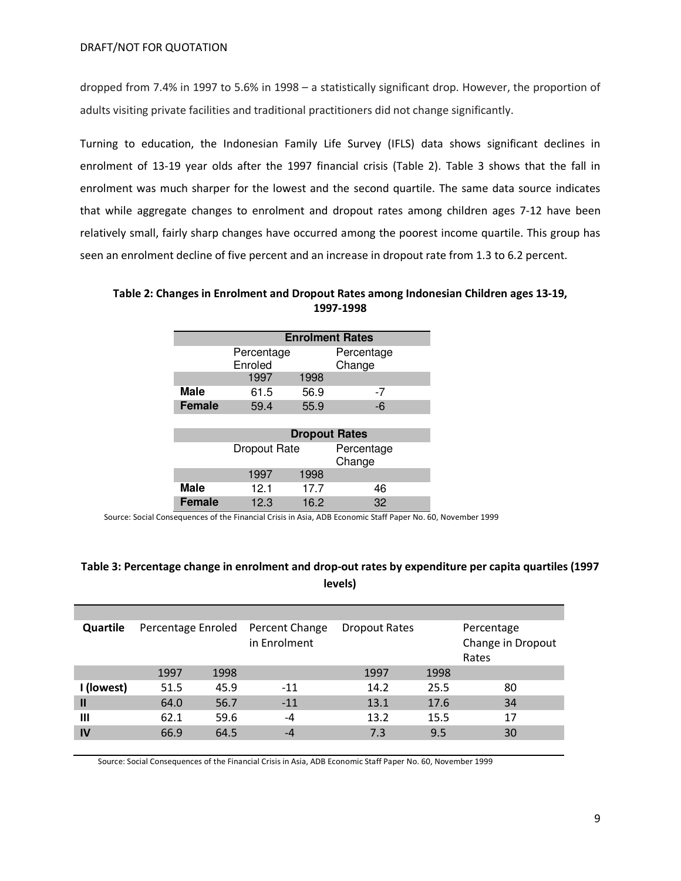dropped from 7.4% in 1997 to 5.6% in 1998 – a statistically significant drop. However, the proportion of adults visiting private facilities and traditional practitioners did not change significantly.

Turning to education, the Indonesian Family Life Survey (IFLS) data shows significant declines in enrolment of 13-19 year olds after the 1997 financial crisis (Table 2). Table 3 shows that the fall in enrolment was much sharper for the lowest and the second quartile. The same data source indicates that while aggregate changes to enrolment and dropout rates among children ages 7-12 have been relatively small, fairly sharp changes have occurred among the poorest income quartile. This group has seen an enrolment decline of five percent and an increase in dropout rate from 1.3 to 6.2 percent.

**Table 2: Changes in Enrolment and Dropout Rates among Indonesian Children ages 13-19, 1997-1998**

| | **Enrolment Rates** | | |
|---|---|---|---|
| | Percentage Enroled | | Percentage Change |
| | 1997 | 1998 | |
| **Male** | 61.5 | 56.9 | -7 |
| **Female** | 59.4 | 55.9 | -6 |

| | **Dropout Rates** | | |
|---|---|---|---|
| | Dropout Rate | | Percentage Change |
| | 1997 | 1998 | |
| **Male** | 12.1 | 17.7 | 46 |
| **Female** | 12.3 | 16.2 | 32 |

Source: Social Consequences of the Financial Crisis in Asia, ADB Economic Staff Paper No. 60, November 1999

**Table 3: Percentage change in enrolment and drop-out rates by expenditure per capita quartiles (1997 levels)**

| **Quartile** | Percentage Enroled | | Percent Change in Enrolment | Dropout Rates | | Percentage Change in Dropout Rates |
|---|---|---|---|---|---|---|
| | 1997 | 1998 | | 1997 | 1998 | |
| **I (lowest)** | 51.5 | 45.9 | -11 | 14.2 | 25.5 | 80 |
| **II** | 64.0 | 56.7 | -11 | 13.1 | 17.6 | 34 |
| **III** | 62.1 | 59.6 | -4 | 13.2 | 15.5 | 17 |
| **IV** | 66.9 | 64.5 | -4 | 7.3 | 9.5 | 30 |

Source: Social Consequences of the Financial Crisis in Asia, ADB Economic Staff Paper No. 60, November 1999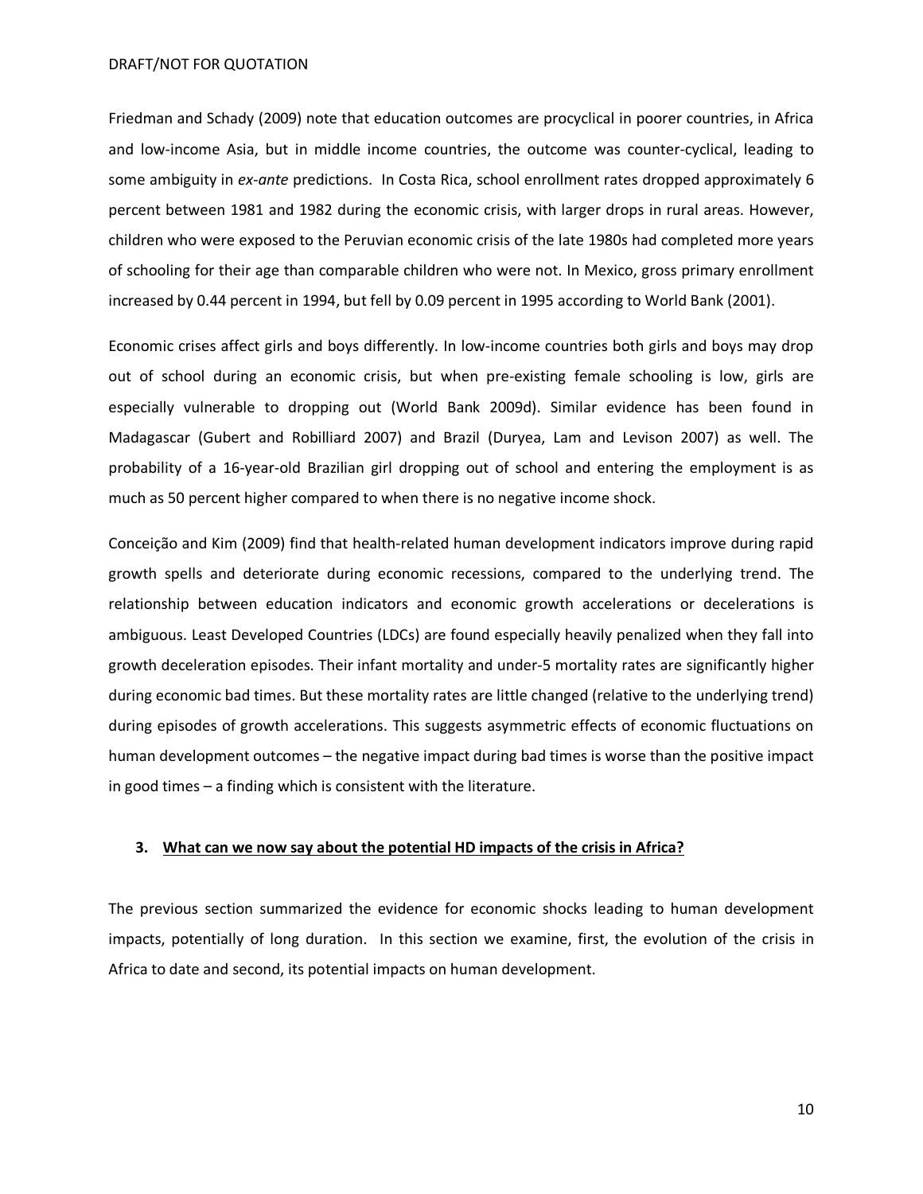Friedman and Schady (2009) note that education outcomes are procyclical in poorer countries, in Africa and low-income Asia, but in middle income countries, the outcome was counter-cyclical, leading to some ambiguity in *ex-ante* predictions. In Costa Rica, school enrollment rates dropped approximately 6 percent between 1981 and 1982 during the economic crisis, with larger drops in rural areas. However, children who were exposed to the Peruvian economic crisis of the late 1980s had completed more years of schooling for their age than comparable children who were not. In Mexico, gross primary enrollment increased by 0.44 percent in 1994, but fell by 0.09 percent in 1995 according to World Bank (2001).

Economic crises affect girls and boys differently. In low-income countries both girls and boys may drop out of school during an economic crisis, but when pre-existing female schooling is low, girls are especially vulnerable to dropping out (World Bank 2009d). Similar evidence has been found in Madagascar (Gubert and Robilliard 2007) and Brazil (Duryea, Lam and Levison 2007) as well. The probability of a 16-year-old Brazilian girl dropping out of school and entering the employment is as much as 50 percent higher compared to when there is no negative income shock.

Conceição and Kim (2009) find that health-related human development indicators improve during rapid growth spells and deteriorate during economic recessions, compared to the underlying trend. The relationship between education indicators and economic growth accelerations or decelerations is ambiguous. Least Developed Countries (LDCs) are found especially heavily penalized when they fall into growth deceleration episodes. Their infant mortality and under-5 mortality rates are significantly higher during economic bad times. But these mortality rates are little changed (relative to the underlying trend) during episodes of growth accelerations. This suggests asymmetric effects of economic fluctuations on human development outcomes – the negative impact during bad times is worse than the positive impact in good times – a finding which is consistent with the literature.

## 3. What can we now say about the potential HD impacts of the crisis in Africa?

The previous section summarized the evidence for economic shocks leading to human development impacts, potentially of long duration. In this section we examine, first, the evolution of the crisis in Africa to date and second, its potential impacts on human development.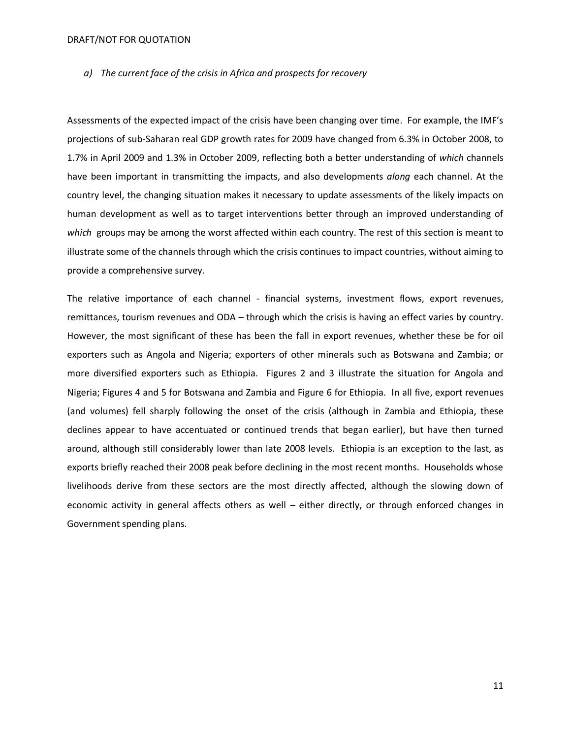### *a) The current face of the crisis in Africa and prospects for recovery*

Assessments of the expected impact of the crisis have been changing over time. For example, the IMF's projections of sub-Saharan real GDP growth rates for 2009 have changed from 6.3% in October 2008, to 1.7% in April 2009 and 1.3% in October 2009, reflecting both a better understanding of *which* channels have been important in transmitting the impacts, and also developments *along* each channel. At the country level, the changing situation makes it necessary to update assessments of the likely impacts on human development as well as to target interventions better through an improved understanding of *which* groups may be among the worst affected within each country. The rest of this section is meant to illustrate some of the channels through which the crisis continues to impact countries, without aiming to provide a comprehensive survey.

The relative importance of each channel - financial systems, investment flows, export revenues, remittances, tourism revenues and ODA – through which the crisis is having an effect varies by country. However, the most significant of these has been the fall in export revenues, whether these be for oil exporters such as Angola and Nigeria; exporters of other minerals such as Botswana and Zambia; or more diversified exporters such as Ethiopia. Figures 2 and 3 illustrate the situation for Angola and Nigeria; Figures 4 and 5 for Botswana and Zambia and Figure 6 for Ethiopia. In all five, export revenues (and volumes) fell sharply following the onset of the crisis (although in Zambia and Ethiopia, these declines appear to have accentuated or continued trends that began earlier), but have then turned around, although still considerably lower than late 2008 levels. Ethiopia is an exception to the last, as exports briefly reached their 2008 peak before declining in the most recent months. Households whose livelihoods derive from these sectors are the most directly affected, although the slowing down of economic activity in general affects others as well – either directly, or through enforced changes in Government spending plans.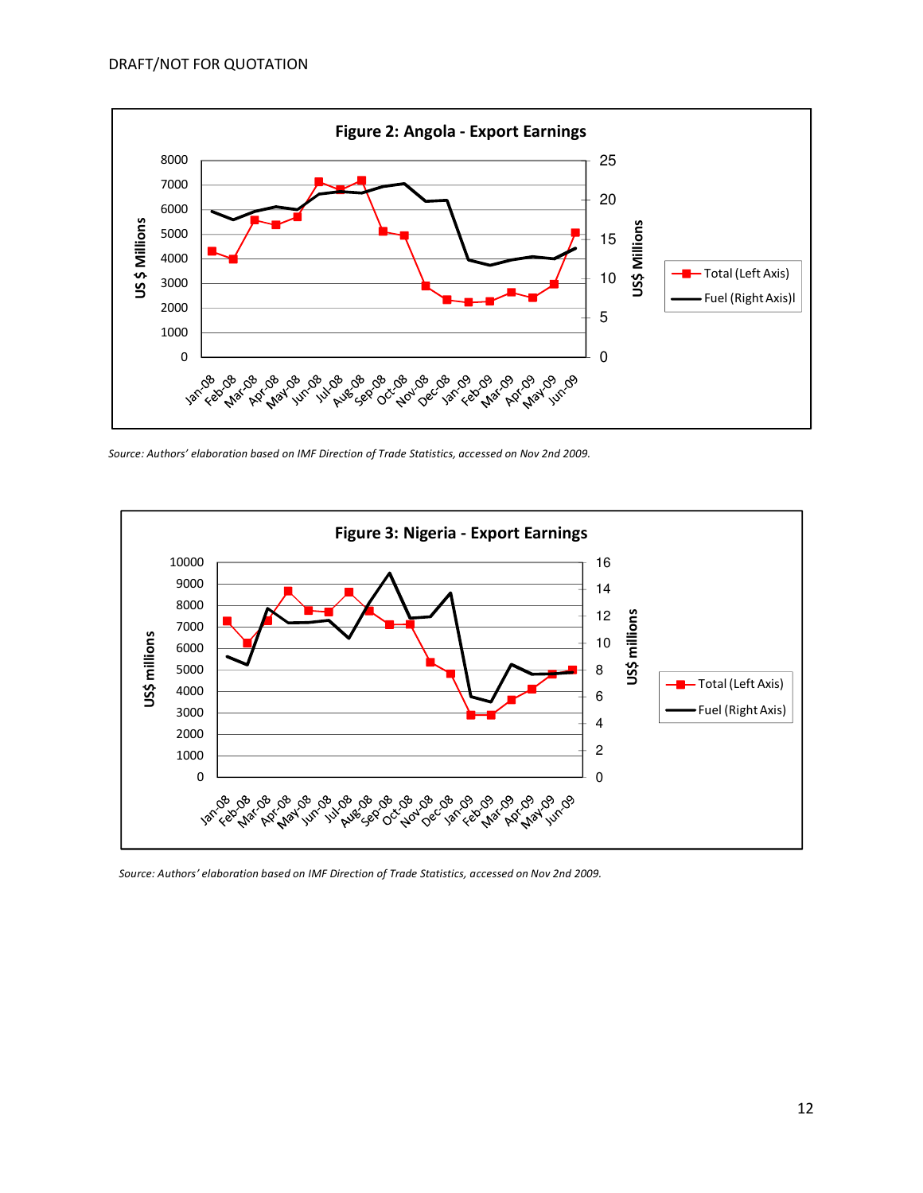**Figure 2: Angola - Export Earnings**

*Source: Authors' elaboration based on IMF Direction of Trade Statistics, accessed on Nov 2nd 2009.*

**Figure 3: Nigeria - Export Earnings**

*Source: Authors' elaboration based on IMF Direction of Trade Statistics, accessed on Nov 2nd 2009.*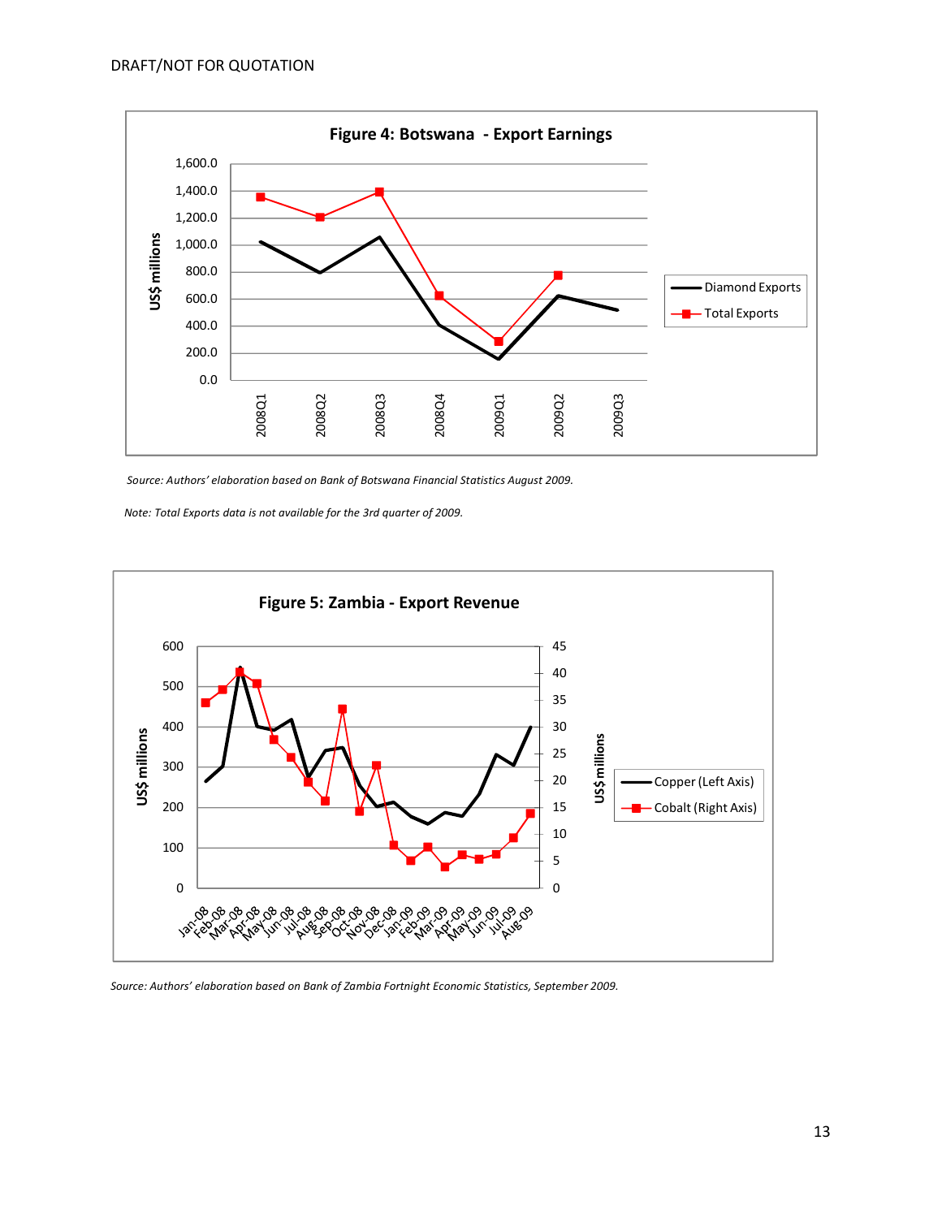DRAFT/NOT FOR QUOTATION

**Figure 4: Botswana - Export Earnings**

*Source: Authors' elaboration based on Bank of Botswana Financial Statistics August 2009.*

*Note: Total Exports data is not available for the 3rd quarter of 2009.*

**Figure 5: Zambia - Export Revenue**

*Source: Authors' elaboration based on Bank of Zambia Fortnight Economic Statistics, September 2009.*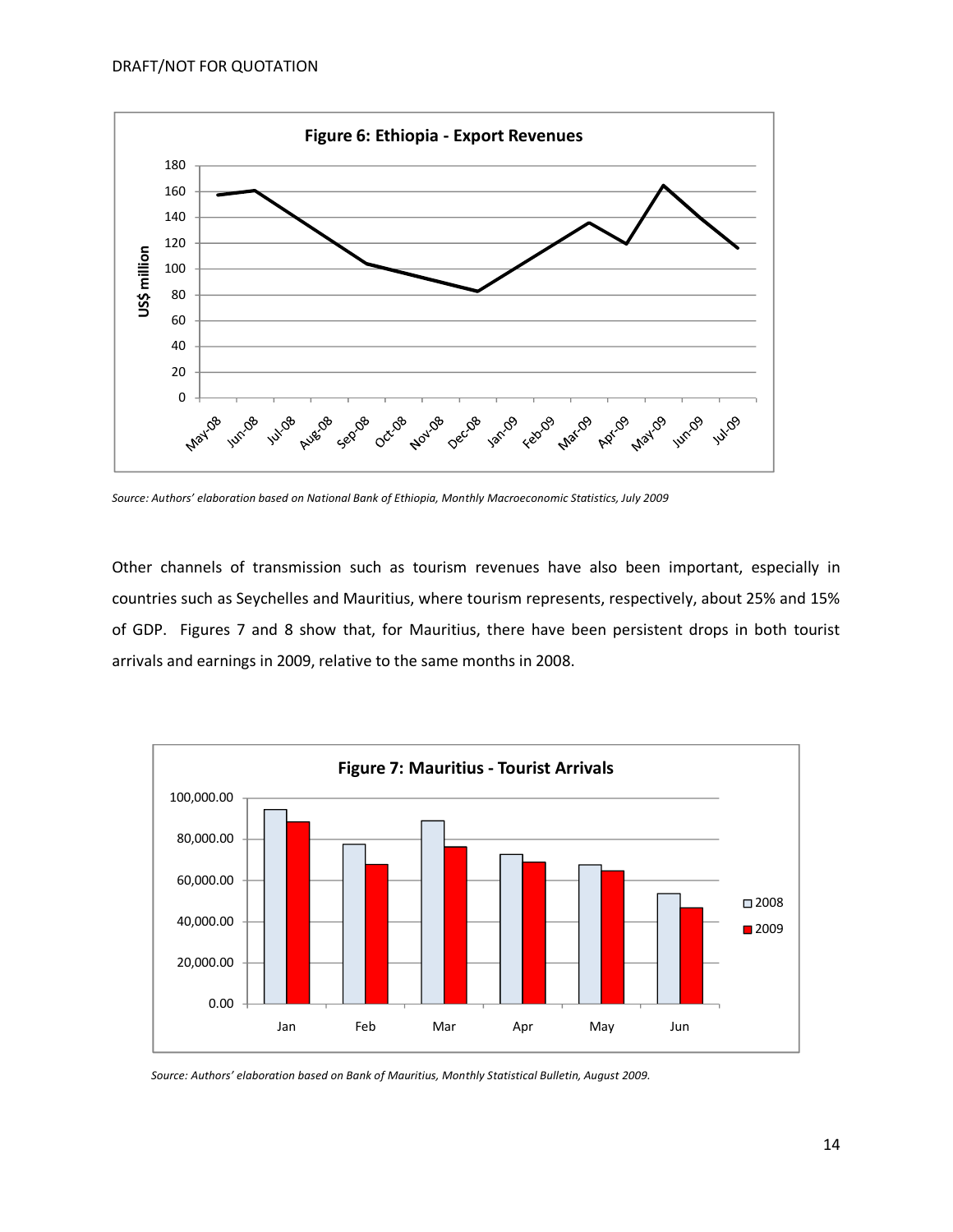**Figure 6: Ethiopia - Export Revenues**

*Source: Authors' elaboration based on National Bank of Ethiopia, Monthly Macroeconomic Statistics, July 2009*

Other channels of transmission such as tourism revenues have also been important, especially in countries such as Seychelles and Mauritius, where tourism represents, respectively, about 25% and 15% of GDP. Figures 7 and 8 show that, for Mauritius, there have been persistent drops in both tourist arrivals and earnings in 2009, relative to the same months in 2008.

**Figure 7: Mauritius - Tourist Arrivals**

*Source: Authors' elaboration based on Bank of Mauritius, Monthly Statistical Bulletin, August 2009.*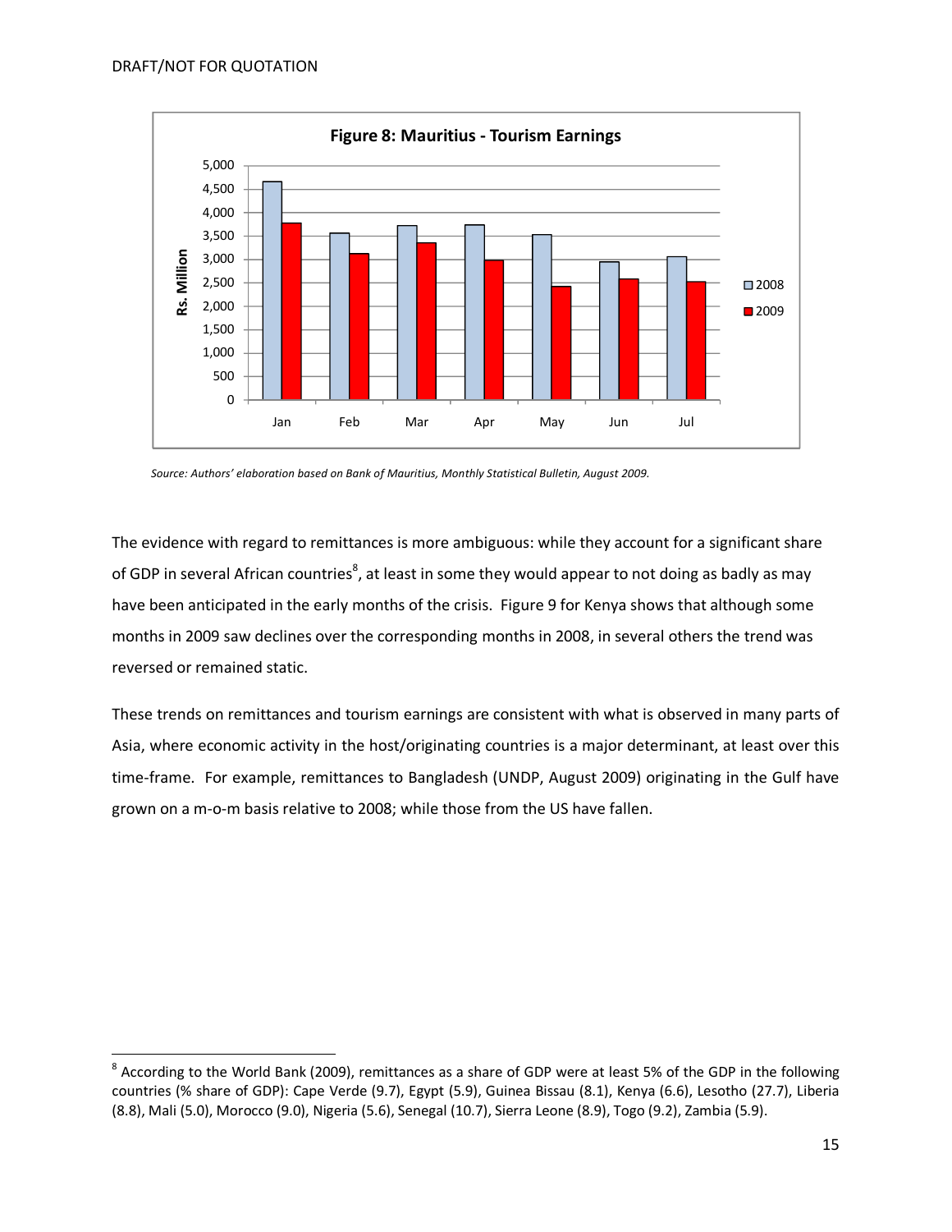**Figure 8: Mauritius - Tourism Earnings**

*Source: Authors' elaboration based on Bank of Mauritius, Monthly Statistical Bulletin, August 2009.*

The evidence with regard to remittances is more ambiguous: while they account for a significant share of GDP in several African countries[8], at least in some they would appear to not doing as badly as may have been anticipated in the early months of the crisis. Figure 9 for Kenya shows that although some months in 2009 saw declines over the corresponding months in 2008, in several others the trend was reversed or remained static.

These trends on remittances and tourism earnings are consistent with what is observed in many parts of Asia, where economic activity in the host/originating countries is a major determinant, at least over this time-frame. For example, remittances to Bangladesh (UNDP, August 2009) originating in the Gulf have grown on a m-o-m basis relative to 2008; while those from the US have fallen.

[8] According to the World Bank (2009), remittances as a share of GDP were at least 5% of the GDP in the following countries (% share of GDP): Cape Verde (9.7), Egypt (5.9), Guinea Bissau (8.1), Kenya (6.6), Lesotho (27.7), Liberia (8.8), Mali (5.0), Morocco (9.0), Nigeria (5.6), Senegal (10.7), Sierra Leone (8.9), Togo (9.2), Zambia (5.9).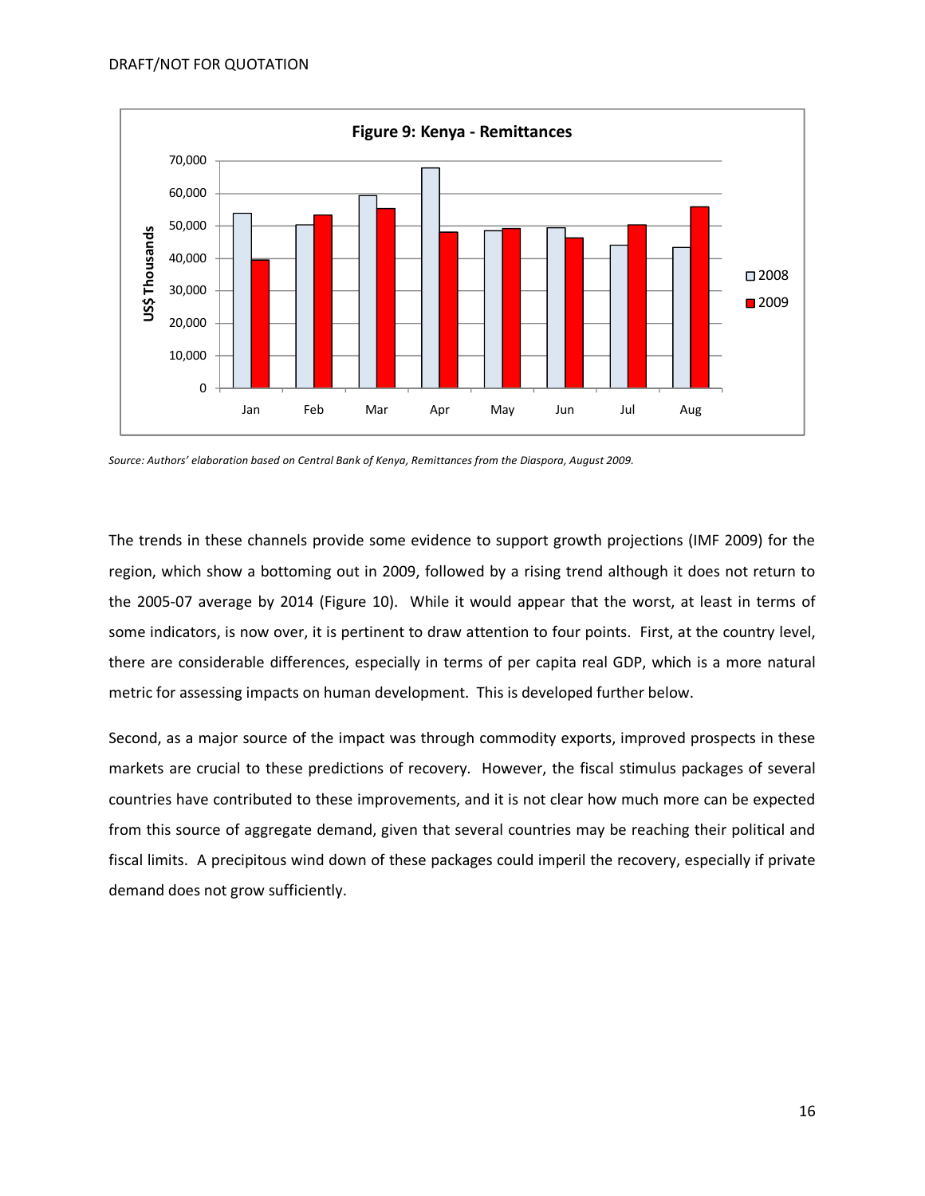**Figure 9: Kenya - Remittances**

*Source: Authors' elaboration based on Central Bank of Kenya, Remittances from the Diaspora, August 2009.*

The trends in these channels provide some evidence to support growth projections (IMF 2009) for the region, which show a bottoming out in 2009, followed by a rising trend although it does not return to the 2005-07 average by 2014 (Figure 10). While it would appear that the worst, at least in terms of some indicators, is now over, it is pertinent to draw attention to four points. First, at the country level, there are considerable differences, especially in terms of per capita real GDP, which is a more natural metric for assessing impacts on human development. This is developed further below.

Second, as a major source of the impact was through commodity exports, improved prospects in these markets are crucial to these predictions of recovery. However, the fiscal stimulus packages of several countries have contributed to these improvements, and it is not clear how much more can be expected from this source of aggregate demand, given that several countries may be reaching their political and fiscal limits. A precipitous wind down of these packages could imperil the recovery, especially if private demand does not grow sufficiently.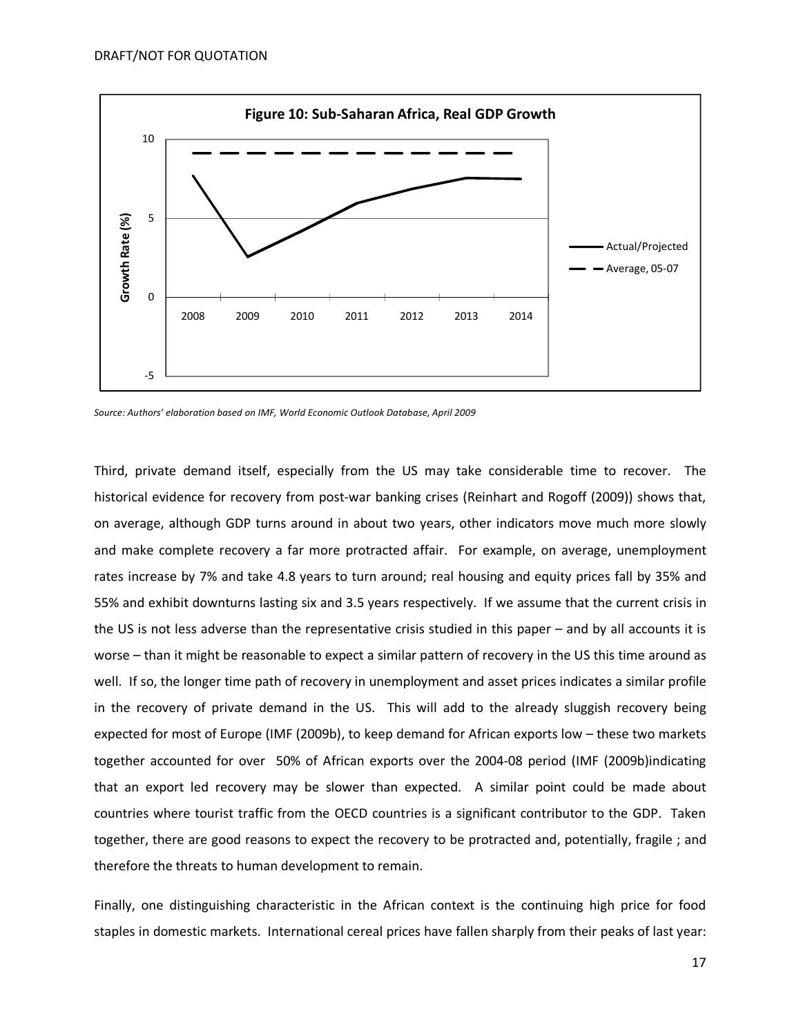**Figure 10: Sub-Saharan Africa, Real GDP Growth**

*Source: Authors' elaboration based on IMF, World Economic Outlook Database, April 2009*

Third, private demand itself, especially from the US may take considerable time to recover. The historical evidence for recovery from post-war banking crises (Reinhart and Rogoff (2009)) shows that, on average, although GDP turns around in about two years, other indicators move much more slowly and make complete recovery a far more protracted affair. For example, on average, unemployment rates increase by 7% and take 4.8 years to turn around; real housing and equity prices fall by 35% and 55% and exhibit downturns lasting six and 3.5 years respectively. If we assume that the current crisis in the US is not less adverse than the representative crisis studied in this paper – and by all accounts it is worse – than it might be reasonable to expect a similar pattern of recovery in the US this time around as well. If so, the longer time path of recovery in unemployment and asset prices indicates a similar profile in the recovery of private demand in the US. This will add to the already sluggish recovery being expected for most of Europe (IMF (2009b), to keep demand for African exports low – these two markets together accounted for over 50% of African exports over the 2004-08 period (IMF (2009b)indicating that an export led recovery may be slower than expected. A similar point could be made about countries where tourist traffic from the OECD countries is a significant contributor to the GDP. Taken together, there are good reasons to expect the recovery to be protracted and, potentially, fragile ; and therefore the threats to human development to remain.

Finally, one distinguishing characteristic in the African context is the continuing high price for food staples in domestic markets. International cereal prices have fallen sharply from their peaks of last year: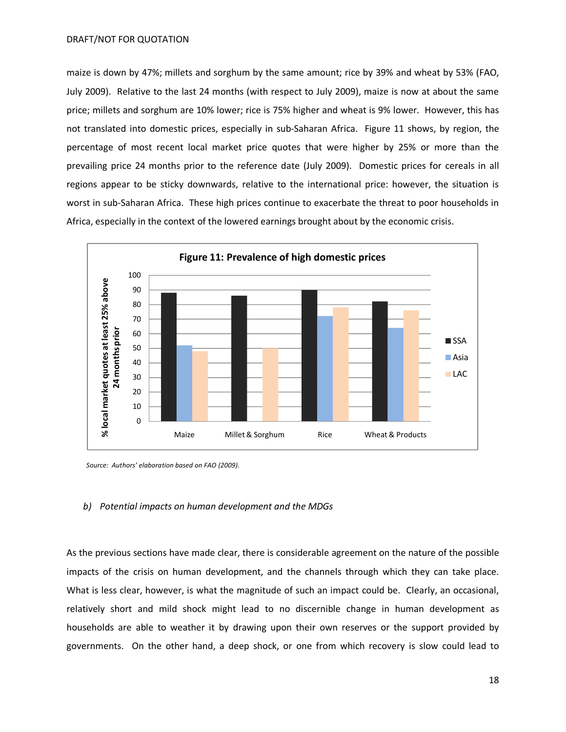maize is down by 47%; millets and sorghum by the same amount; rice by 39% and wheat by 53% (FAO, July 2009). Relative to the last 24 months (with respect to July 2009), maize is now at about the same price; millets and sorghum are 10% lower; rice is 75% higher and wheat is 9% lower. However, this has not translated into domestic prices, especially in sub-Saharan Africa. Figure 11 shows, by region, the percentage of most recent local market price quotes that were higher by 25% or more than the prevailing price 24 months prior to the reference date (July 2009). Domestic prices for cereals in all regions appear to be sticky downwards, relative to the international price: however, the situation is worst in sub-Saharan Africa. These high prices continue to exacerbate the threat to poor households in Africa, especially in the context of the lowered earnings brought about by the economic crisis.

**Figure 11: Prevalence of high domestic prices**

| % local market quotes at least 25% above 24 months prior | SSA | Asia | LAC |
|---|---|---|---|
| Maize | 88 | 52 | 48 |
| Millet & Sorghum | 86 | | 50 |
| Rice | 90 | 72 | 78 |
| Wheat & Products | 82 | 64 | 76 |

*Source: Authors' elaboration based on FAO (2009).*

### *b) Potential impacts on human development and the MDGs*

As the previous sections have made clear, there is considerable agreement on the nature of the possible impacts of the crisis on human development, and the channels through which they can take place. What is less clear, however, is what the magnitude of such an impact could be. Clearly, an occasional, relatively short and mild shock might lead to no discernible change in human development as households are able to weather it by drawing upon their own reserves or the support provided by governments. On the other hand, a deep shock, or one from which recovery is slow could lead to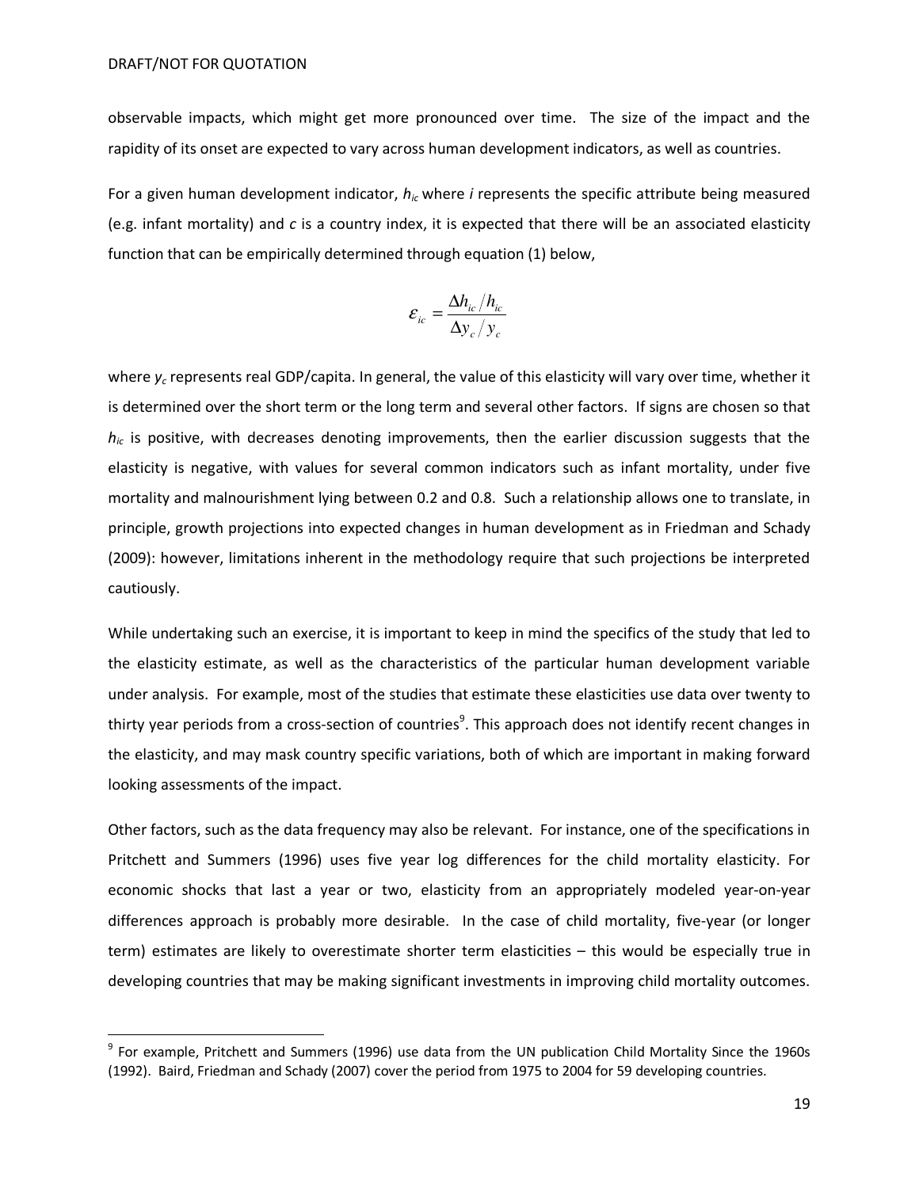observable impacts, which might get more pronounced over time. The size of the impact and the rapidity of its onset are expected to vary across human development indicators, as well as countries.

For a given human development indicator, $h_{ic}$ where *i* represents the specific attribute being measured (e.g. infant mortality) and *c* is a country index, it is expected that there will be an associated elasticity function that can be empirically determined through equation (1) below,

$$\varepsilon_{ic} = \frac{\Delta h_{ic} / h_{ic}}{\Delta y_c / y_c}$$

where $y_c$ represents real GDP/capita. In general, the value of this elasticity will vary over time, whether it is determined over the short term or the long term and several other factors. If signs are chosen so that $h_{ic}$ is positive, with decreases denoting improvements, then the earlier discussion suggests that the elasticity is negative, with values for several common indicators such as infant mortality, under five mortality and malnourishment lying between 0.2 and 0.8. Such a relationship allows one to translate, in principle, growth projections into expected changes in human development as in Friedman and Schady (2009): however, limitations inherent in the methodology require that such projections be interpreted cautiously.

While undertaking such an exercise, it is important to keep in mind the specifics of the study that led to the elasticity estimate, as well as the characteristics of the particular human development variable under analysis. For example, most of the studies that estimate these elasticities use data over twenty to thirty year periods from a cross-section of countries[9]. This approach does not identify recent changes in the elasticity, and may mask country specific variations, both of which are important in making forward looking assessments of the impact.

Other factors, such as the data frequency may also be relevant. For instance, one of the specifications in Pritchett and Summers (1996) uses five year log differences for the child mortality elasticity. For economic shocks that last a year or two, elasticity from an appropriately modeled year-on-year differences approach is probably more desirable. In the case of child mortality, five-year (or longer term) estimates are likely to overestimate shorter term elasticities – this would be especially true in developing countries that may be making significant investments in improving child mortality outcomes.

---

[9] For example, Pritchett and Summers (1996) use data from the UN publication Child Mortality Since the 1960s (1992). Baird, Friedman and Schady (2007) cover the period from 1975 to 2004 for 59 developing countries.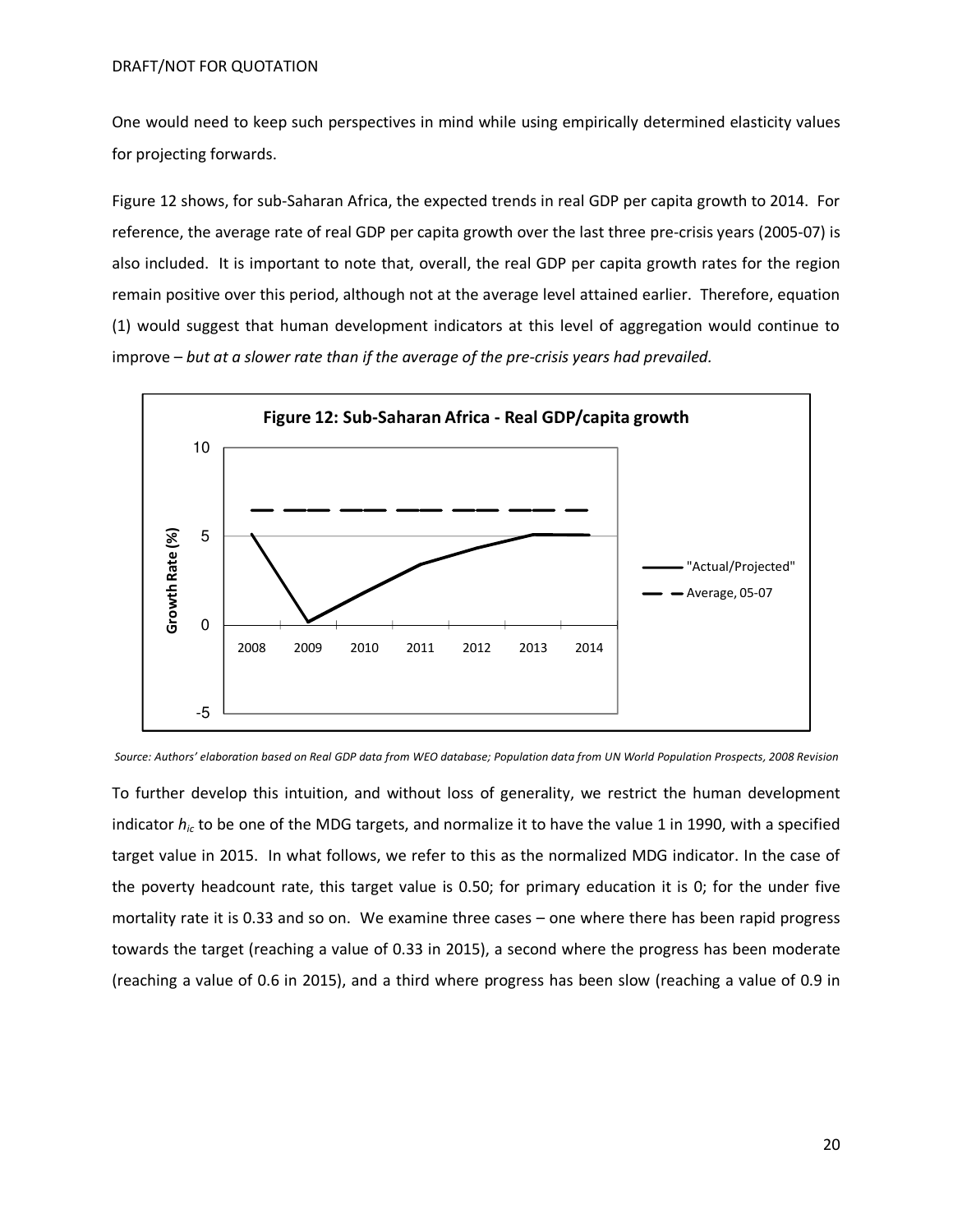One would need to keep such perspectives in mind while using empirically determined elasticity values for projecting forwards.

Figure 12 shows, for sub-Saharan Africa, the expected trends in real GDP per capita growth to 2014. For reference, the average rate of real GDP per capita growth over the last three pre-crisis years (2005-07) is also included. It is important to note that, overall, the real GDP per capita growth rates for the region remain positive over this period, although not at the average level attained earlier. Therefore, equation (1) would suggest that human development indicators at this level of aggregation would continue to improve – *but at a slower rate than if the average of the pre-crisis years had prevailed.*

**Figure 12: Sub-Saharan Africa - Real GDP/capita growth**

*Source: Authors' elaboration based on Real GDP data from WEO database; Population data from UN World Population Prospects, 2008 Revision*

To further develop this intuition, and without loss of generality, we restrict the human development indicator $h_{ic}$ to be one of the MDG targets, and normalize it to have the value 1 in 1990, with a specified target value in 2015. In what follows, we refer to this as the normalized MDG indicator. In the case of the poverty headcount rate, this target value is 0.50; for primary education it is 0; for the under five mortality rate it is 0.33 and so on. We examine three cases – one where there has been rapid progress towards the target (reaching a value of 0.33 in 2015), a second where the progress has been moderate (reaching a value of 0.6 in 2015), and a third where progress has been slow (reaching a value of 0.9 in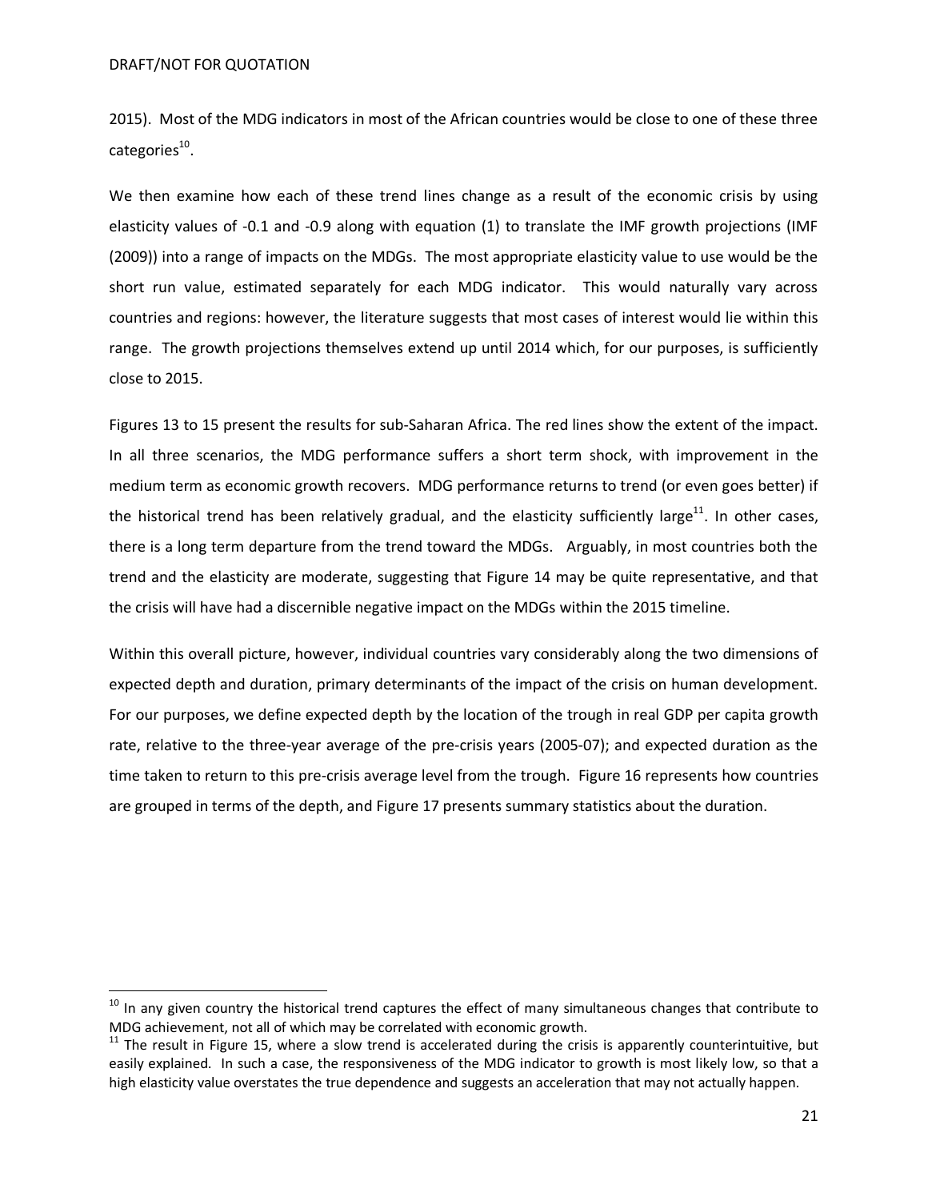2015). Most of the MDG indicators in most of the African countries would be close to one of these three categories[10].

We then examine how each of these trend lines change as a result of the economic crisis by using elasticity values of -0.1 and -0.9 along with equation (1) to translate the IMF growth projections (IMF (2009)) into a range of impacts on the MDGs. The most appropriate elasticity value to use would be the short run value, estimated separately for each MDG indicator. This would naturally vary across countries and regions: however, the literature suggests that most cases of interest would lie within this range. The growth projections themselves extend up until 2014 which, for our purposes, is sufficiently close to 2015.

Figures 13 to 15 present the results for sub-Saharan Africa. The red lines show the extent of the impact. In all three scenarios, the MDG performance suffers a short term shock, with improvement in the medium term as economic growth recovers. MDG performance returns to trend (or even goes better) if the historical trend has been relatively gradual, and the elasticity sufficiently large[11]. In other cases, there is a long term departure from the trend toward the MDGs. Arguably, in most countries both the trend and the elasticity are moderate, suggesting that Figure 14 may be quite representative, and that the crisis will have had a discernible negative impact on the MDGs within the 2015 timeline.

Within this overall picture, however, individual countries vary considerably along the two dimensions of expected depth and duration, primary determinants of the impact of the crisis on human development. For our purposes, we define expected depth by the location of the trough in real GDP per capita growth rate, relative to the three-year average of the pre-crisis years (2005-07); and expected duration as the time taken to return to this pre-crisis average level from the trough. Figure 16 represents how countries are grouped in terms of the depth, and Figure 17 presents summary statistics about the duration.

[10] In any given country the historical trend captures the effect of many simultaneous changes that contribute to MDG achievement, not all of which may be correlated with economic growth.

[11] The result in Figure 15, where a slow trend is accelerated during the crisis is apparently counterintuitive, but easily explained. In such a case, the responsiveness of the MDG indicator to growth is most likely low, so that a high elasticity value overstates the true dependence and suggests an acceleration that may not actually happen.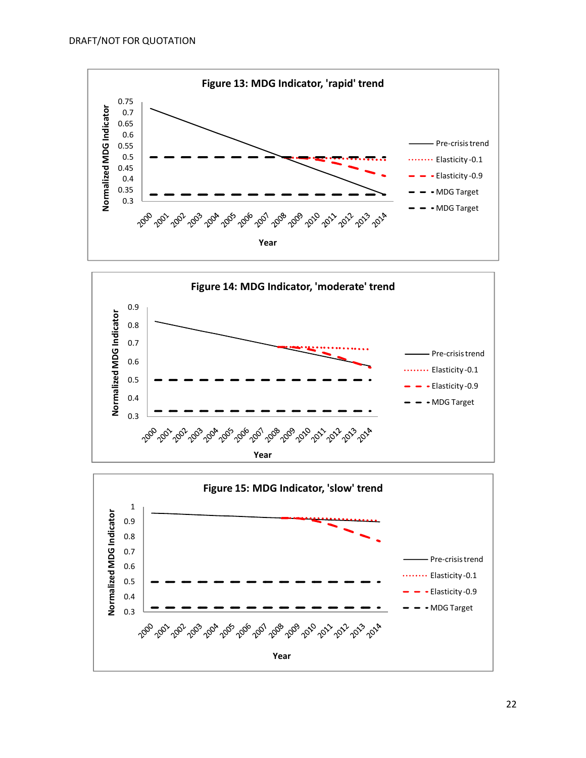DRAFT/NOT FOR QUOTATION

**Figure 13: MDG Indicator, 'rapid' trend**

Normalized MDG Indicator

0.75, 0.7, 0.65, 0.6, 0.55, 0.5, 0.45, 0.4, 0.35, 0.3

2000 2001 2002 2003 2004 2005 2006 2007 2008 2009 2010 2011 2012 2013 2014

Year

Pre-crisis trend · Elasticity -0.1 · Elasticity -0.9 · MDG Target · MDG Target

**Figure 14: MDG Indicator, 'moderate' trend**

Normalized MDG Indicator

0.9, 0.8, 0.7, 0.6, 0.5, 0.4, 0.3

2000 2001 2002 2003 2004 2005 2006 2007 2008 2009 2010 2011 2012 2013 2014

Year

Pre-crisis trend · Elasticity -0.1 · Elasticity -0.9 · MDG Target

**Figure 15: MDG Indicator, 'slow' trend**

Normalized MDG Indicator

1, 0.9, 0.8, 0.7, 0.6, 0.5, 0.4, 0.3

2000 2001 2002 2003 2004 2005 2006 2007 2008 2009 2010 2011 2012 2013 2014

Year

Pre-crisis trend · Elasticity -0.1 · Elasticity -0.9 · MDG Target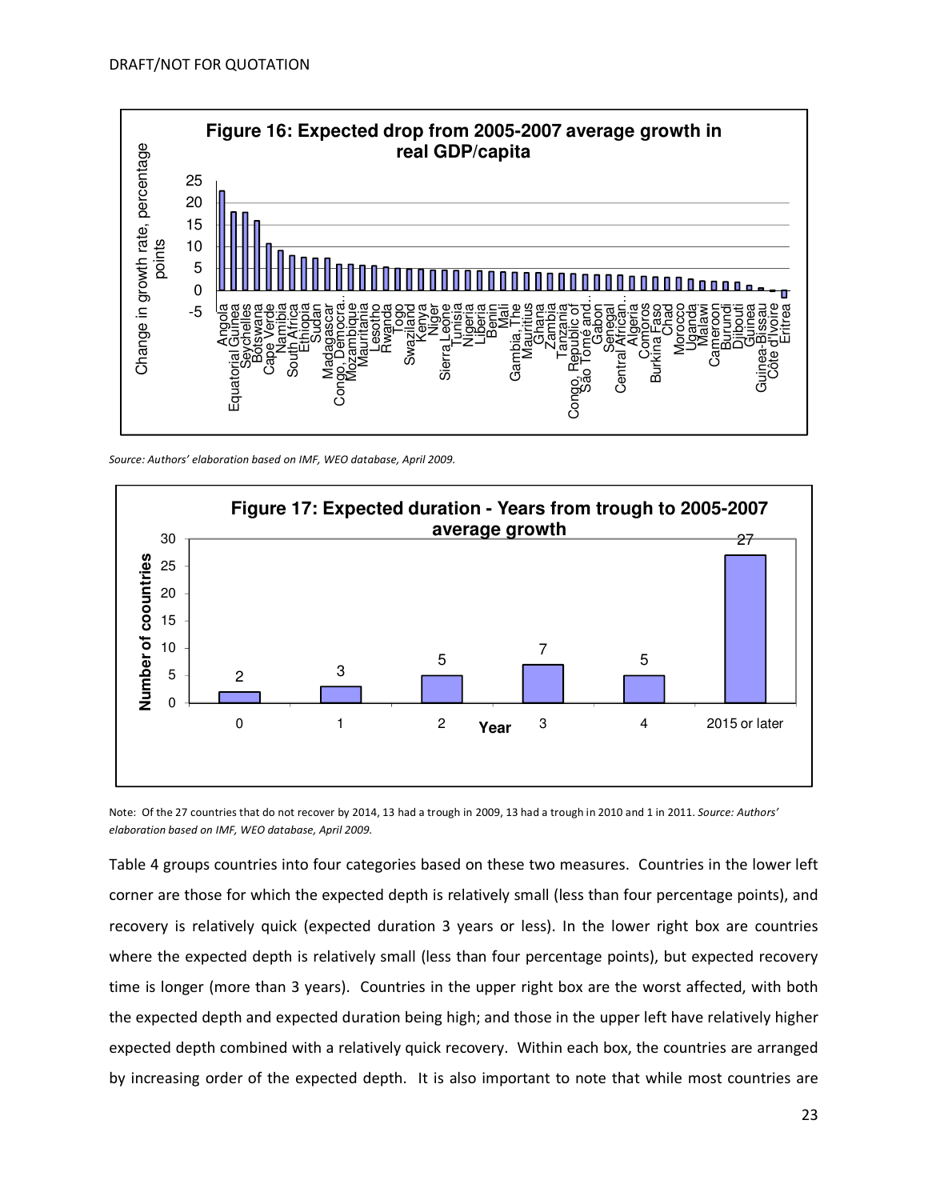**Figure 16: Expected drop from 2005-2007 average growth in real GDP/capita**

Source: Authors' elaboration based on IMF, WEO database, April 2009.

**Figure 17: Expected duration - Years from trough to 2005-2007 average growth**

| Year | Number of coountries |
| --- | --- |
| 0 | 2 |
| 1 | 3 |
| 2 | 5 |
| 3 | 7 |
| 4 | 5 |
| 2015 or later | 27 |

Note: Of the 27 countries that do not recover by 2014, 13 had a trough in 2009, 13 had a trough in 2010 and 1 in 2011. *Source: Authors' elaboration based on IMF, WEO database, April 2009.*

Table 4 groups countries into four categories based on these two measures. Countries in the lower left corner are those for which the expected depth is relatively small (less than four percentage points), and recovery is relatively quick (expected duration 3 years or less). In the lower right box are countries where the expected depth is relatively small (less than four percentage points), but expected recovery time is longer (more than 3 years). Countries in the upper right box are the worst affected, with both the expected depth and expected duration being high; and those in the upper left have relatively higher expected depth combined with a relatively quick recovery. Within each box, the countries are arranged by increasing order of the expected depth. It is also important to note that while most countries are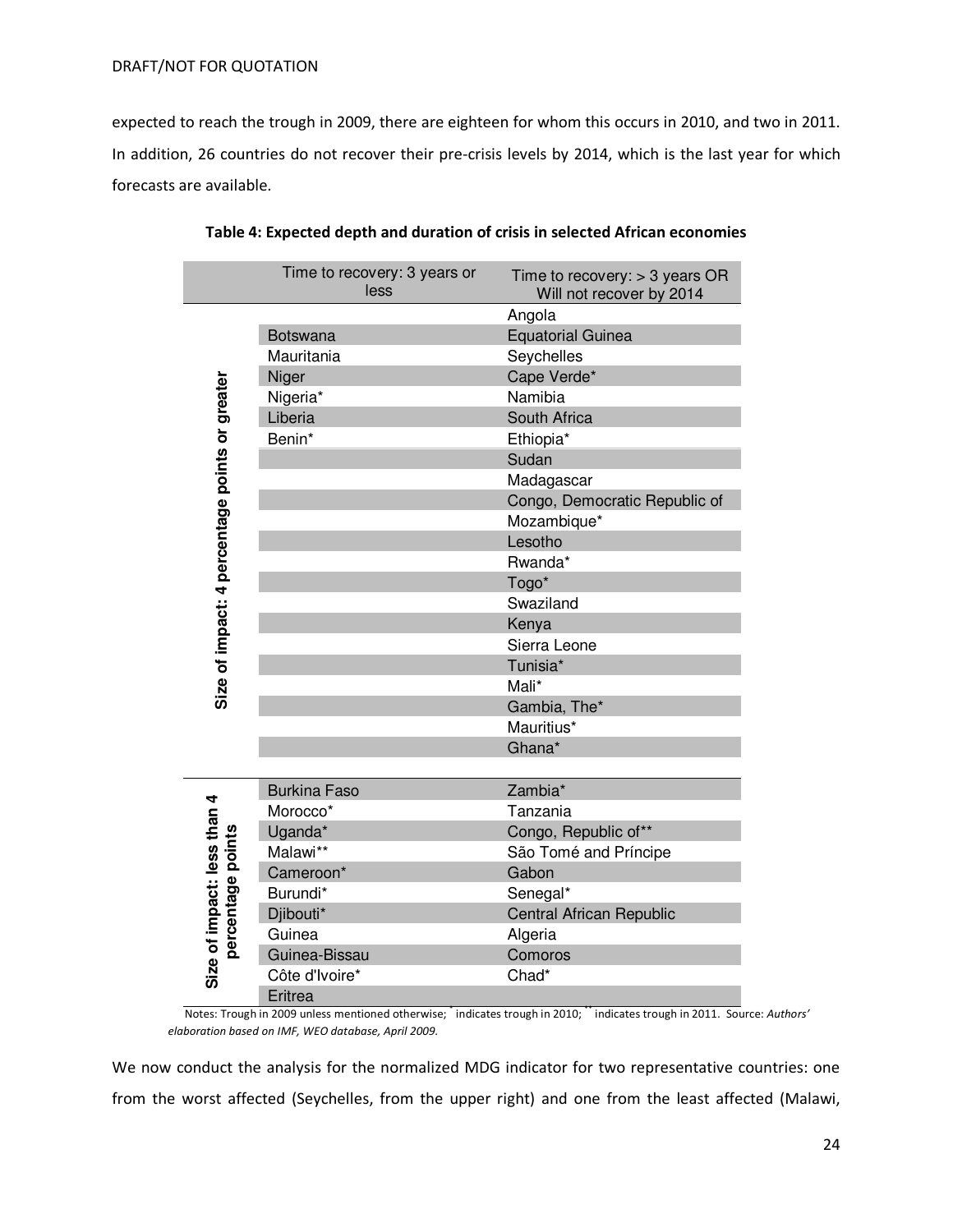expected to reach the trough in 2009, there are eighteen for whom this occurs in 2010, and two in 2011. In addition, 26 countries do not recover their pre-crisis levels by 2014, which is the last year for which forecasts are available.

**Table 4: Expected depth and duration of crisis in selected African economies**

| | Time to recovery: 3 years or less | Time to recovery: > 3 years OR Will not recover by 2014 |
|---|---|---|
| Size of impact: 4 percentage points or greater | | Angola |
| | Botswana | Equatorial Guinea |
| | Mauritania | Seychelles |
| | Niger | Cape Verde* |
| | Nigeria* | Namibia |
| | Liberia | South Africa |
| | Benin* | Ethiopia* |
| | | Sudan |
| | | Madagascar |
| | | Congo, Democratic Republic of |
| | | Mozambique* |
| | | Lesotho |
| | | Rwanda* |
| | | Togo* |
| | | Swaziland |
| | | Kenya |
| | | Sierra Leone |
| | | Tunisia* |
| | | Mali* |
| | | Gambia, The* |
| | | Mauritius* |
| | | Ghana* |
| Size of impact: less than 4 percentage points | Burkina Faso | Zambia* |
| | Morocco* | Tanzania |
| | Uganda* | Congo, Republic of** |
| | Malawi** | São Tomé and Príncipe |
| | Cameroon* | Gabon |
| | Burundi* | Senegal* |
| | Djibouti* | Central African Republic |
| | Guinea | Algeria |
| | Guinea-Bissau | Comoros |
| | Côte d'Ivoire* | Chad* |
| | Eritrea | |

Notes: Trough in 2009 unless mentioned otherwise; * indicates trough in 2010; ** indicates trough in 2011. Source: *Authors' elaboration based on IMF, WEO database, April 2009.*

We now conduct the analysis for the normalized MDG indicator for two representative countries: one from the worst affected (Seychelles, from the upper right) and one from the least affected (Malawi,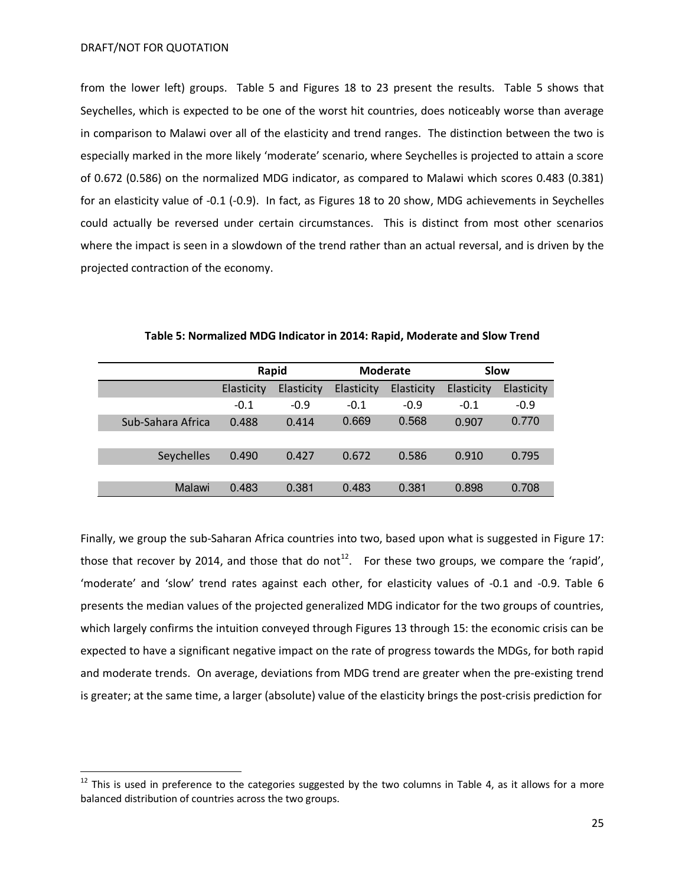from the lower left) groups. Table 5 and Figures 18 to 23 present the results. Table 5 shows that Seychelles, which is expected to be one of the worst hit countries, does noticeably worse than average in comparison to Malawi over all of the elasticity and trend ranges. The distinction between the two is especially marked in the more likely 'moderate' scenario, where Seychelles is projected to attain a score of 0.672 (0.586) on the normalized MDG indicator, as compared to Malawi which scores 0.483 (0.381) for an elasticity value of -0.1 (-0.9). In fact, as Figures 18 to 20 show, MDG achievements in Seychelles could actually be reversed under certain circumstances. This is distinct from most other scenarios where the impact is seen in a slowdown of the trend rather than an actual reversal, and is driven by the projected contraction of the economy.

**Table 5: Normalized MDG Indicator in 2014: Rapid, Moderate and Slow Trend**

| | Rapid | | Moderate | | Slow | |
|---|---|---|---|---|---|---|
| | Elasticity -0.1 | Elasticity -0.9 | Elasticity -0.1 | Elasticity -0.9 | Elasticity -0.1 | Elasticity -0.9 |
| Sub-Sahara Africa | 0.488 | 0.414 | 0.669 | 0.568 | 0.907 | 0.770 |
| Seychelles | 0.490 | 0.427 | 0.672 | 0.586 | 0.910 | 0.795 |
| Malawi | 0.483 | 0.381 | 0.483 | 0.381 | 0.898 | 0.708 |

Finally, we group the sub-Saharan Africa countries into two, based upon what is suggested in Figure 17: those that recover by 2014, and those that do not[12]. For these two groups, we compare the 'rapid', 'moderate' and 'slow' trend rates against each other, for elasticity values of -0.1 and -0.9. Table 6 presents the median values of the projected generalized MDG indicator for the two groups of countries, which largely confirms the intuition conveyed through Figures 13 through 15: the economic crisis can be expected to have a significant negative impact on the rate of progress towards the MDGs, for both rapid and moderate trends. On average, deviations from MDG trend are greater when the pre-existing trend is greater; at the same time, a larger (absolute) value of the elasticity brings the post-crisis prediction for

[12] This is used in preference to the categories suggested by the two columns in Table 4, as it allows for a more balanced distribution of countries across the two groups.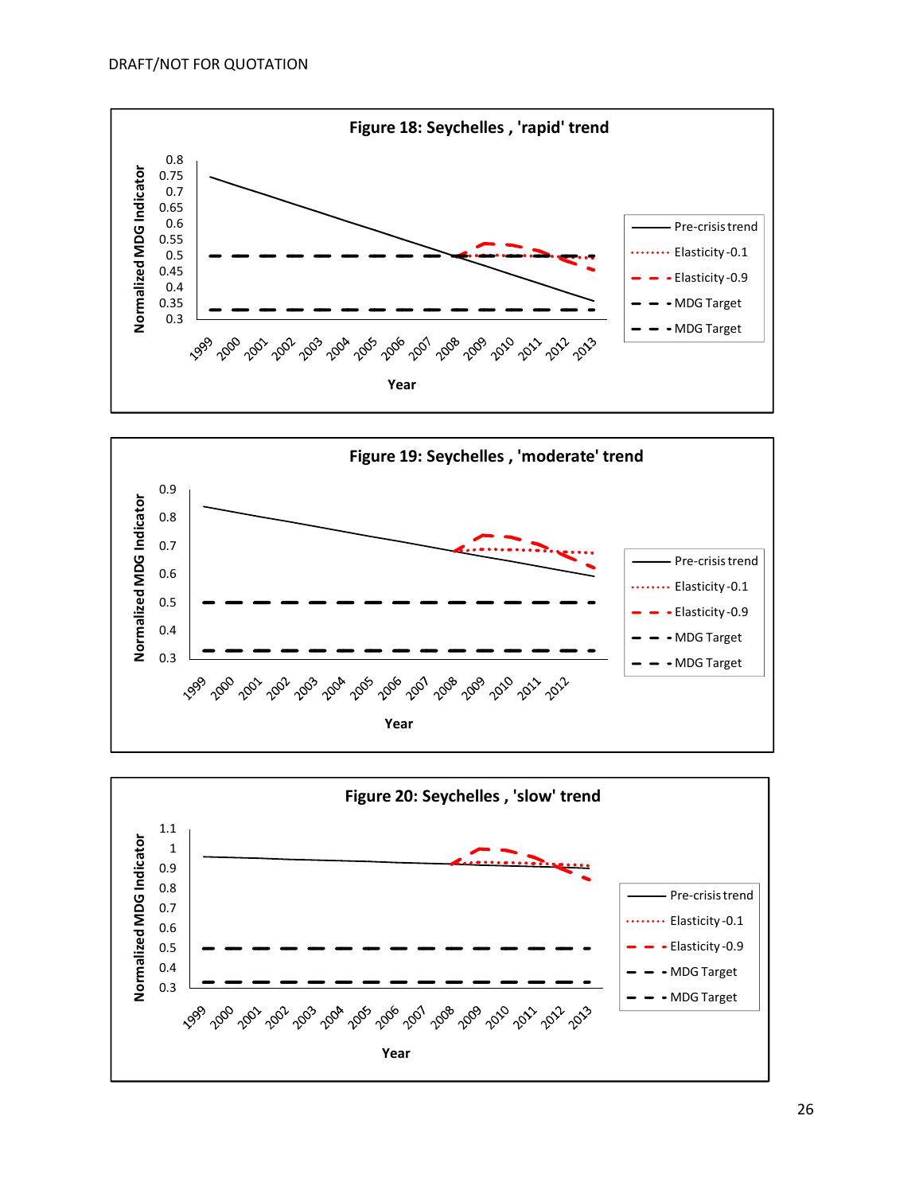DRAFT/NOT FOR QUOTATION

**Figure 18: Seychelles , 'rapid' trend**

Normalized MDG Indicator (0.3–0.8); Year (1999–2013)

Legend: Pre-crisis trend; Elasticity -0.1; Elasticity -0.9; MDG Target; MDG Target

**Figure 19: Seychelles , 'moderate' trend**

Normalized MDG Indicator (0.3–0.9); Year (1999–2012)

Legend: Pre-crisis trend; Elasticity -0.1; Elasticity -0.9; MDG Target; MDG Target

**Figure 20: Seychelles , 'slow' trend**

Normalized MDG Indicator (0.3–1.1); Year (1999–2013)

Legend: Pre-crisis trend; Elasticity -0.1; Elasticity -0.9; MDG Target; MDG Target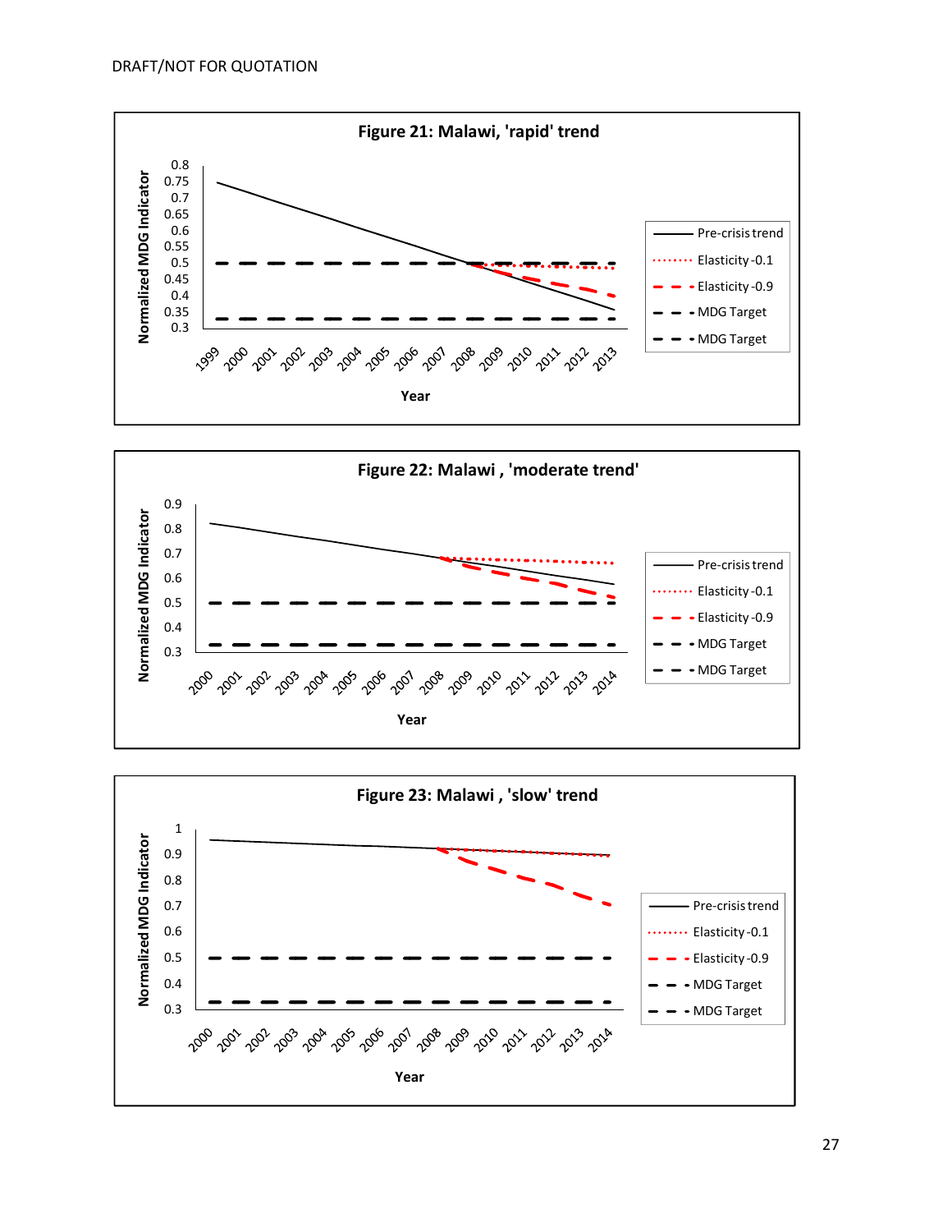DRAFT/NOT FOR QUOTATION

**Figure 21: Malawi, 'rapid' trend**

Normalized MDG Indicator (0.3–0.8) vs Year (1999–2013)

Legend: Pre-crisis trend; Elasticity -0.1; Elasticity -0.9; MDG Target; MDG Target

**Figure 22: Malawi , 'moderate trend'**

Normalized MDG Indicator (0.3–0.9) vs Year (2000–2014)

Legend: Pre-crisis trend; Elasticity -0.1; Elasticity -0.9; MDG Target; MDG Target

**Figure 23: Malawi , 'slow' trend**

Normalized MDG Indicator (0.3–1) vs Year (2000–2014)

Legend: Pre-crisis trend; Elasticity -0.1; Elasticity -0.9; MDG Target; MDG Target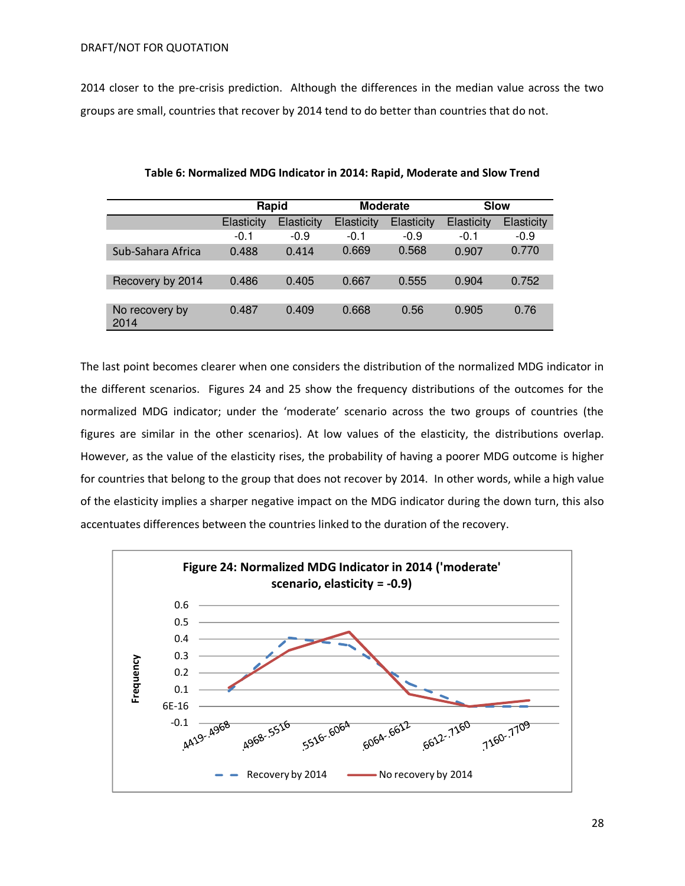2014 closer to the pre-crisis prediction. Although the differences in the median value across the two groups are small, countries that recover by 2014 tend to do better than countries that do not.

**Table 6: Normalized MDG Indicator in 2014: Rapid, Moderate and Slow Trend**

| | Rapid | | Moderate | | Slow | |
|---|---|---|---|---|---|---|
| | Elasticity -0.1 | Elasticity -0.9 | Elasticity -0.1 | Elasticity -0.9 | Elasticity -0.1 | Elasticity -0.9 |
| Sub-Sahara Africa | 0.488 | 0.414 | 0.669 | 0.568 | 0.907 | 0.770 |
| Recovery by 2014 | 0.486 | 0.405 | 0.667 | 0.555 | 0.904 | 0.752 |
| No recovery by 2014 | 0.487 | 0.409 | 0.668 | 0.56 | 0.905 | 0.76 |

The last point becomes clearer when one considers the distribution of the normalized MDG indicator in the different scenarios. Figures 24 and 25 show the frequency distributions of the outcomes for the normalized MDG indicator; under the 'moderate' scenario across the two groups of countries (the figures are similar in the other scenarios). At low values of the elasticity, the distributions overlap. However, as the value of the elasticity rises, the probability of having a poorer MDG outcome is higher for countries that belong to the group that does not recover by 2014. In other words, while a high value of the elasticity implies a sharper negative impact on the MDG indicator during the down turn, this also accentuates differences between the countries linked to the duration of the recovery.

**Figure 24: Normalized MDG Indicator in 2014 ('moderate' scenario, elasticity = -0.9)**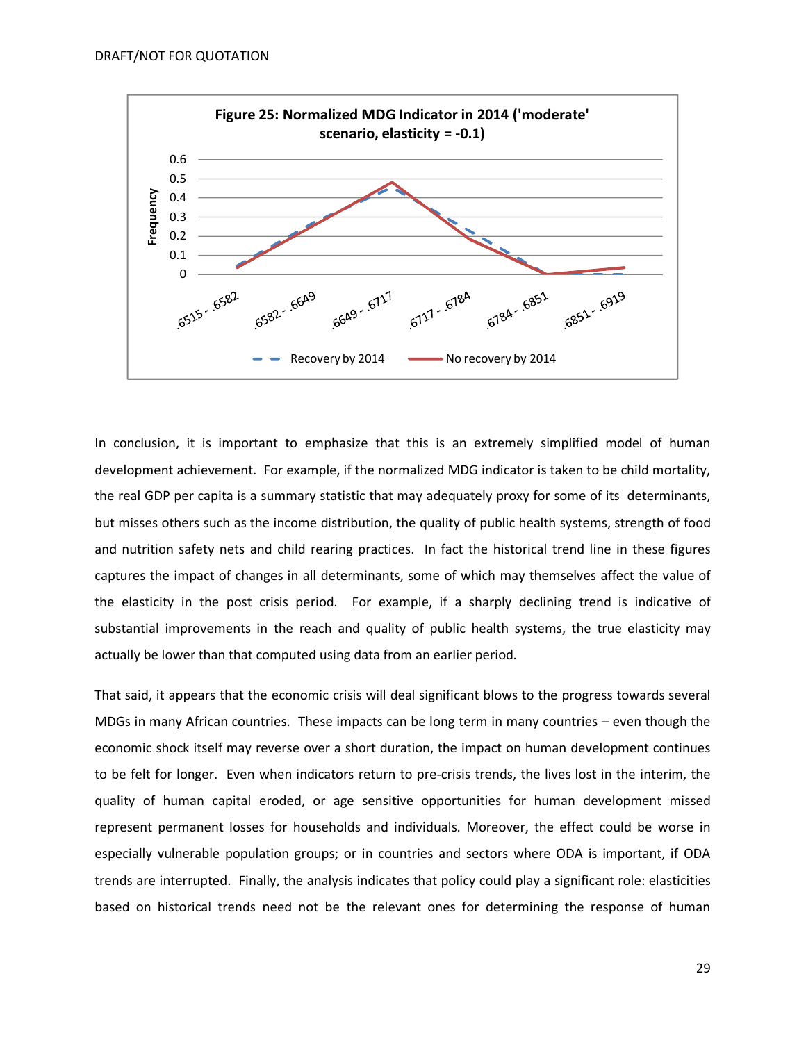**Figure 25: Normalized MDG Indicator in 2014 ('moderate' scenario, elasticity = -0.1)**

In conclusion, it is important to emphasize that this is an extremely simplified model of human development achievement. For example, if the normalized MDG indicator is taken to be child mortality, the real GDP per capita is a summary statistic that may adequately proxy for some of its determinants, but misses others such as the income distribution, the quality of public health systems, strength of food and nutrition safety nets and child rearing practices. In fact the historical trend line in these figures captures the impact of changes in all determinants, some of which may themselves affect the value of the elasticity in the post crisis period. For example, if a sharply declining trend is indicative of substantial improvements in the reach and quality of public health systems, the true elasticity may actually be lower than that computed using data from an earlier period.

That said, it appears that the economic crisis will deal significant blows to the progress towards several MDGs in many African countries. These impacts can be long term in many countries – even though the economic shock itself may reverse over a short duration, the impact on human development continues to be felt for longer. Even when indicators return to pre-crisis trends, the lives lost in the interim, the quality of human capital eroded, or age sensitive opportunities for human development missed represent permanent losses for households and individuals. Moreover, the effect could be worse in especially vulnerable population groups; or in countries and sectors where ODA is important, if ODA trends are interrupted. Finally, the analysis indicates that policy could play a significant role: elasticities based on historical trends need not be the relevant ones for determining the response of human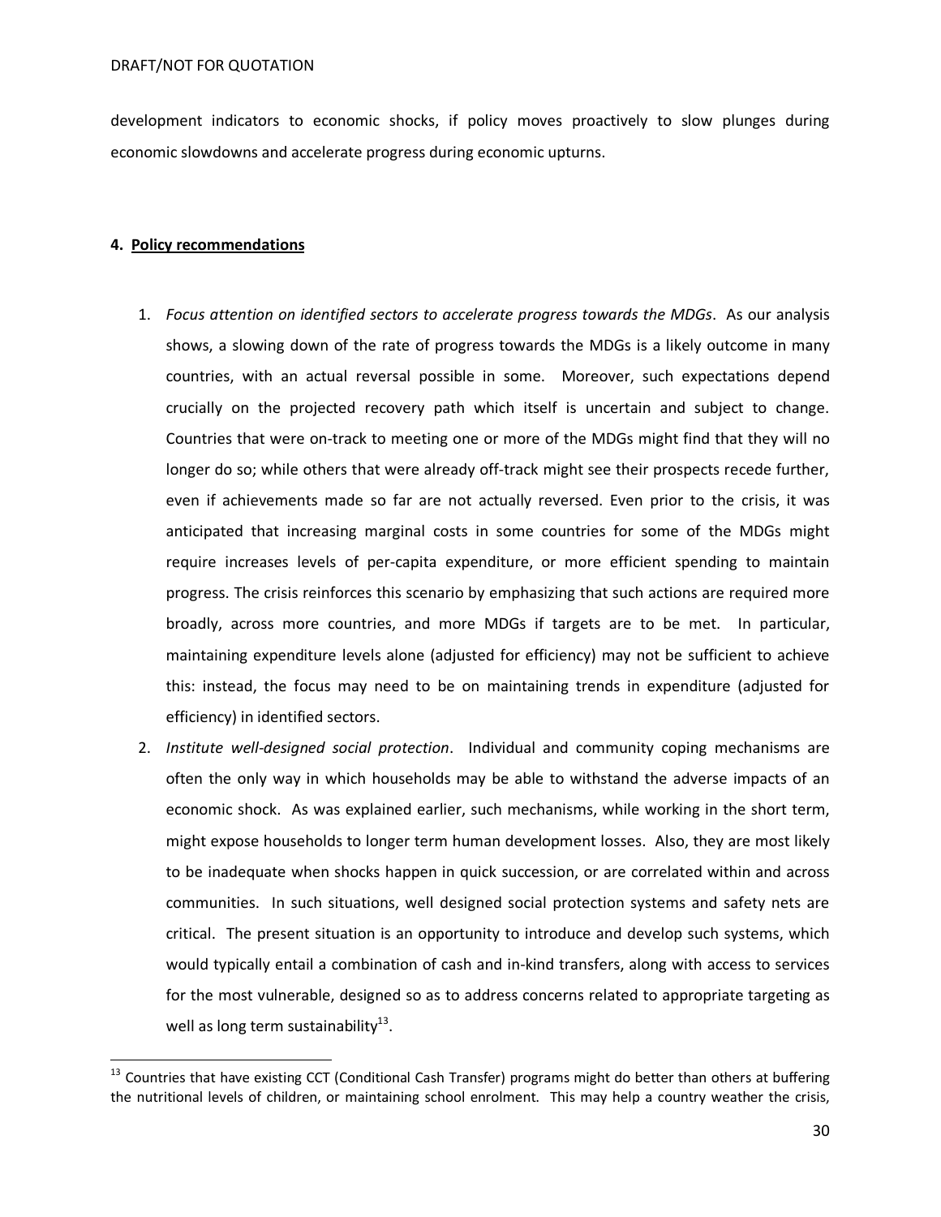development indicators to economic shocks, if policy moves proactively to slow plunges during economic slowdowns and accelerate progress during economic upturns.

## 4. Policy recommendations

1. *Focus attention on identified sectors to accelerate progress towards the MDGs*. As our analysis shows, a slowing down of the rate of progress towards the MDGs is a likely outcome in many countries, with an actual reversal possible in some. Moreover, such expectations depend crucially on the projected recovery path which itself is uncertain and subject to change. Countries that were on-track to meeting one or more of the MDGs might find that they will no longer do so; while others that were already off-track might see their prospects recede further, even if achievements made so far are not actually reversed. Even prior to the crisis, it was anticipated that increasing marginal costs in some countries for some of the MDGs might require increases levels of per-capita expenditure, or more efficient spending to maintain progress. The crisis reinforces this scenario by emphasizing that such actions are required more broadly, across more countries, and more MDGs if targets are to be met. In particular, maintaining expenditure levels alone (adjusted for efficiency) may not be sufficient to achieve this: instead, the focus may need to be on maintaining trends in expenditure (adjusted for efficiency) in identified sectors.
2. *Institute well-designed social protection*. Individual and community coping mechanisms are often the only way in which households may be able to withstand the adverse impacts of an economic shock. As was explained earlier, such mechanisms, while working in the short term, might expose households to longer term human development losses. Also, they are most likely to be inadequate when shocks happen in quick succession, or are correlated within and across communities. In such situations, well designed social protection systems and safety nets are critical. The present situation is an opportunity to introduce and develop such systems, which would typically entail a combination of cash and in-kind transfers, along with access to services for the most vulnerable, designed so as to address concerns related to appropriate targeting as well as long term sustainability[13].

[13] Countries that have existing CCT (Conditional Cash Transfer) programs might do better than others at buffering the nutritional levels of children, or maintaining school enrolment. This may help a country weather the crisis,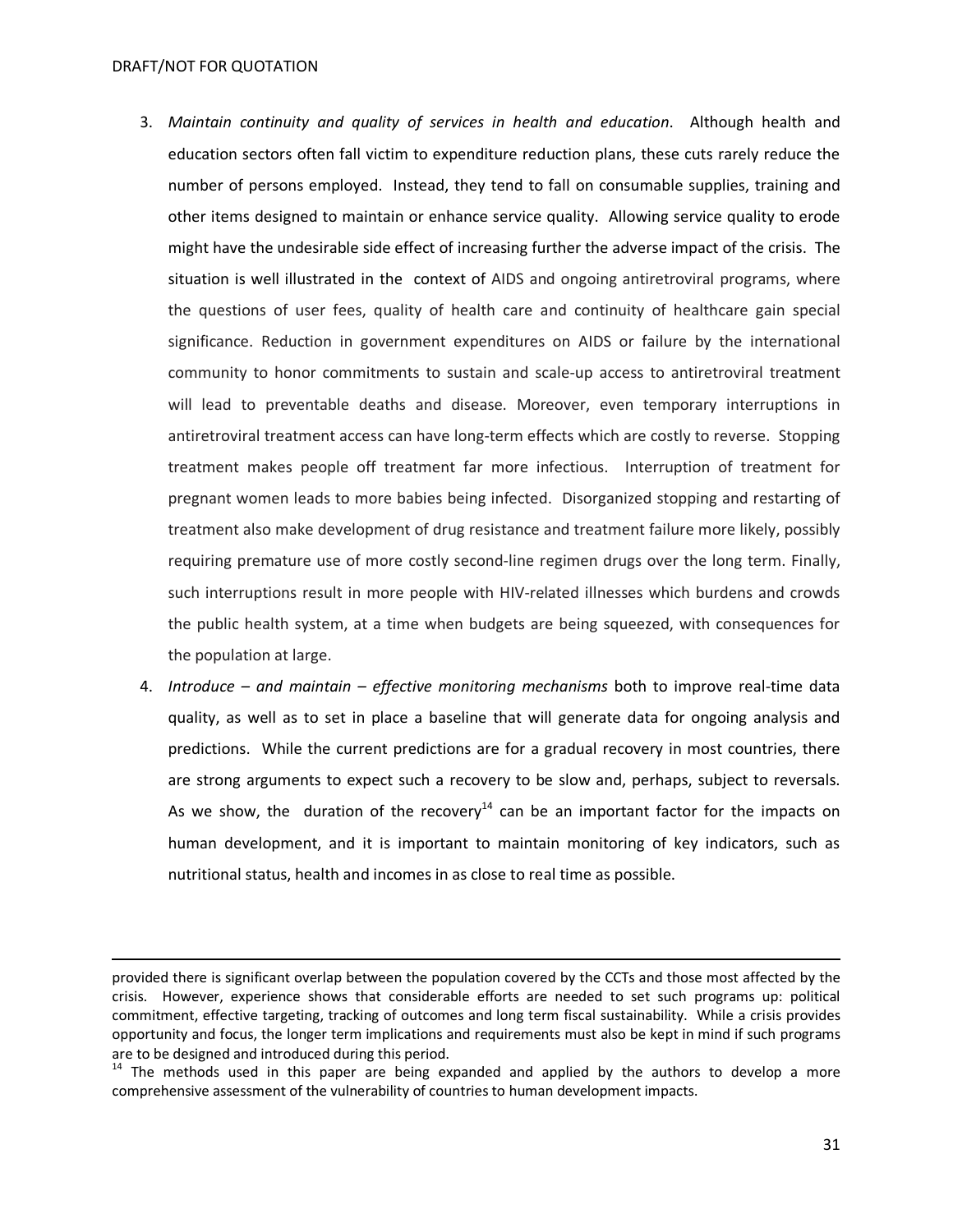3. *Maintain continuity and quality of services in health and education*. Although health and education sectors often fall victim to expenditure reduction plans, these cuts rarely reduce the number of persons employed. Instead, they tend to fall on consumable supplies, training and other items designed to maintain or enhance service quality. Allowing service quality to erode might have the undesirable side effect of increasing further the adverse impact of the crisis. The situation is well illustrated in the context of AIDS and ongoing antiretroviral programs, where the questions of user fees, quality of health care and continuity of healthcare gain special significance. Reduction in government expenditures on AIDS or failure by the international community to honor commitments to sustain and scale-up access to antiretroviral treatment will lead to preventable deaths and disease. Moreover, even temporary interruptions in antiretroviral treatment access can have long-term effects which are costly to reverse. Stopping treatment makes people off treatment far more infectious. Interruption of treatment for pregnant women leads to more babies being infected. Disorganized stopping and restarting of treatment also make development of drug resistance and treatment failure more likely, possibly requiring premature use of more costly second-line regimen drugs over the long term. Finally, such interruptions result in more people with HIV-related illnesses which burdens and crowds the public health system, at a time when budgets are being squeezed, with consequences for the population at large.
4. *Introduce – and maintain – effective monitoring mechanisms* both to improve real-time data quality, as well as to set in place a baseline that will generate data for ongoing analysis and predictions. While the current predictions are for a gradual recovery in most countries, there are strong arguments to expect such a recovery to be slow and, perhaps, subject to reversals. As we show, the duration of the recovery[14] can be an important factor for the impacts on human development, and it is important to maintain monitoring of key indicators, such as nutritional status, health and incomes in as close to real time as possible.

---

provided there is significant overlap between the population covered by the CCTs and those most affected by the crisis. However, experience shows that considerable efforts are needed to set such programs up: political commitment, effective targeting, tracking of outcomes and long term fiscal sustainability. While a crisis provides opportunity and focus, the longer term implications and requirements must also be kept in mind if such programs are to be designed and introduced during this period.

[14] The methods used in this paper are being expanded and applied by the authors to develop a more comprehensive assessment of the vulnerability of countries to human development impacts.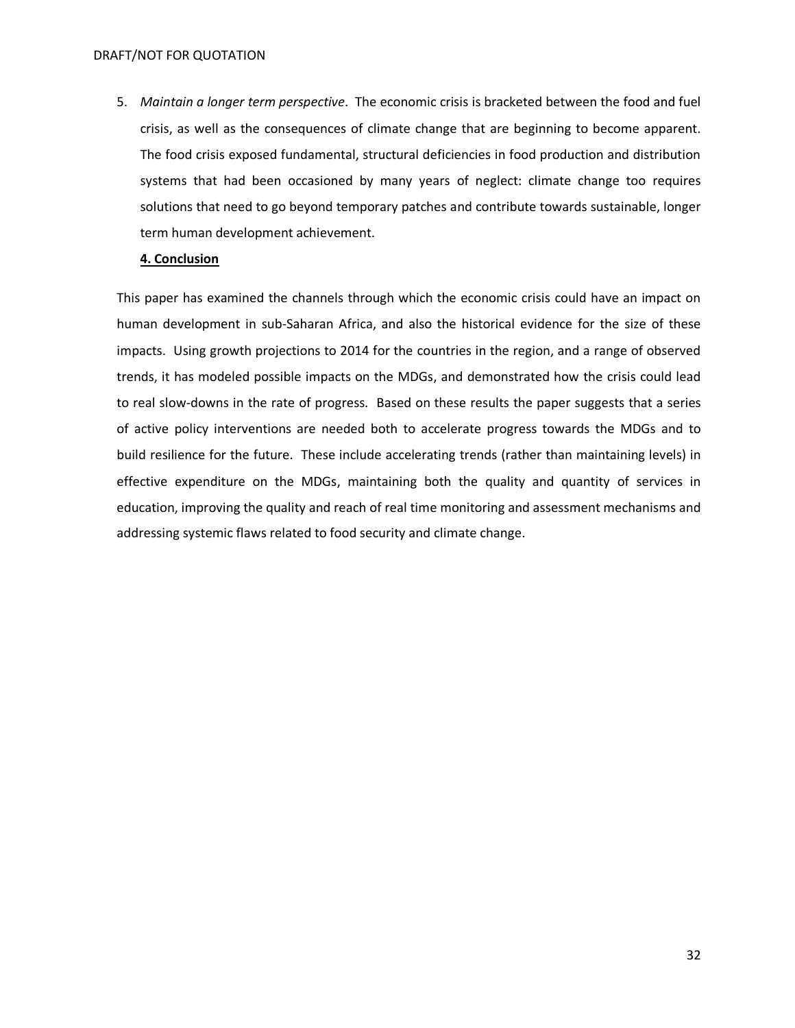5. *Maintain a longer term perspective*. The economic crisis is bracketed between the food and fuel crisis, as well as the consequences of climate change that are beginning to become apparent. The food crisis exposed fundamental, structural deficiencies in food production and distribution systems that had been occasioned by many years of neglect: climate change too requires solutions that need to go beyond temporary patches and contribute towards sustainable, longer term human development achievement.

## 4. Conclusion

This paper has examined the channels through which the economic crisis could have an impact on human development in sub-Saharan Africa, and also the historical evidence for the size of these impacts. Using growth projections to 2014 for the countries in the region, and a range of observed trends, it has modeled possible impacts on the MDGs, and demonstrated how the crisis could lead to real slow-downs in the rate of progress. Based on these results the paper suggests that a series of active policy interventions are needed both to accelerate progress towards the MDGs and to build resilience for the future. These include accelerating trends (rather than maintaining levels) in effective expenditure on the MDGs, maintaining both the quality and quantity of services in education, improving the quality and reach of real time monitoring and assessment mechanisms and addressing systemic flaws related to food security and climate change.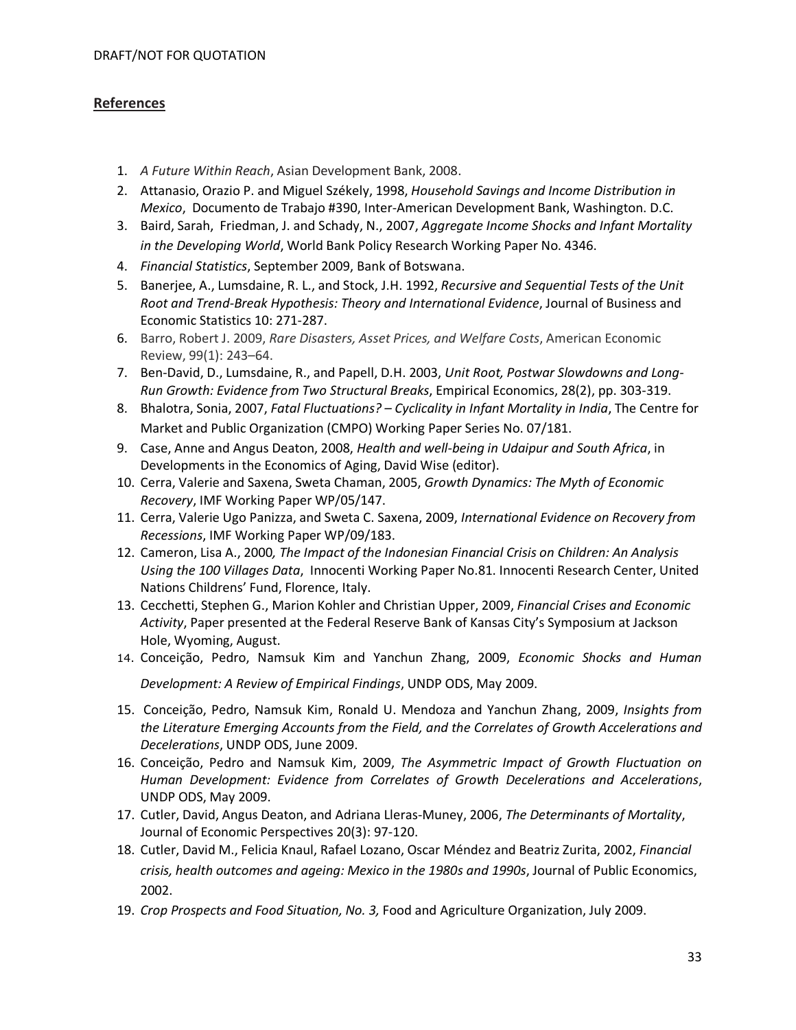## References

1. *A Future Within Reach*, Asian Development Bank, 2008.
2. Attanasio, Orazio P. and Miguel Székely, 1998, *Household Savings and Income Distribution in Mexico*, Documento de Trabajo #390, Inter-American Development Bank, Washington. D.C.
3. Baird, Sarah, Friedman, J. and Schady, N., 2007, *Aggregate Income Shocks and Infant Mortality in the Developing World*, World Bank Policy Research Working Paper No. 4346.
4. *Financial Statistics*, September 2009, Bank of Botswana.
5. Banerjee, A., Lumsdaine, R. L., and Stock, J.H. 1992, *Recursive and Sequential Tests of the Unit Root and Trend-Break Hypothesis: Theory and International Evidence*, Journal of Business and Economic Statistics 10: 271-287.
6. Barro, Robert J. 2009, *Rare Disasters, Asset Prices, and Welfare Costs*, American Economic Review, 99(1): 243–64.
7. Ben-David, D., Lumsdaine, R., and Papell, D.H. 2003, *Unit Root, Postwar Slowdowns and Long-Run Growth: Evidence from Two Structural Breaks*, Empirical Economics, 28(2), pp. 303-319.
8. Bhalotra, Sonia, 2007, *Fatal Fluctuations? – Cyclicality in Infant Mortality in India*, The Centre for Market and Public Organization (CMPO) Working Paper Series No. 07/181.
9. Case, Anne and Angus Deaton, 2008, *Health and well-being in Udaipur and South Africa*, in Developments in the Economics of Aging, David Wise (editor).
10. Cerra, Valerie and Saxena, Sweta Chaman, 2005, *Growth Dynamics: The Myth of Economic Recovery*, IMF Working Paper WP/05/147.
11. Cerra, Valerie Ugo Panizza, and Sweta C. Saxena, 2009, *International Evidence on Recovery from Recessions*, IMF Working Paper WP/09/183.
12. Cameron, Lisa A., 2000*, The Impact of the Indonesian Financial Crisis on Children: An Analysis Using the 100 Villages Data*, Innocenti Working Paper No.81. Innocenti Research Center, United Nations Childrens' Fund, Florence, Italy.
13. Cecchetti, Stephen G., Marion Kohler and Christian Upper, 2009, *Financial Crises and Economic Activity*, Paper presented at the Federal Reserve Bank of Kansas City's Symposium at Jackson Hole, Wyoming, August.
14. Conceição, Pedro, Namsuk Kim and Yanchun Zhang, 2009, *Economic Shocks and Human Development: A Review of Empirical Findings*, UNDP ODS, May 2009.
15. Conceição, Pedro, Namsuk Kim, Ronald U. Mendoza and Yanchun Zhang, 2009, *Insights from the Literature Emerging Accounts from the Field, and the Correlates of Growth Accelerations and Decelerations*, UNDP ODS, June 2009.
16. Conceição, Pedro and Namsuk Kim, 2009, *The Asymmetric Impact of Growth Fluctuation on Human Development: Evidence from Correlates of Growth Decelerations and Accelerations*, UNDP ODS, May 2009.
17. Cutler, David, Angus Deaton, and Adriana Lleras-Muney, 2006, *The Determinants of Mortality*, Journal of Economic Perspectives 20(3): 97-120.
18. Cutler, David M., Felicia Knaul, Rafael Lozano, Oscar Méndez and Beatriz Zurita, 2002, *Financial crisis, health outcomes and ageing: Mexico in the 1980s and 1990s*, Journal of Public Economics, 2002.
19. *Crop Prospects and Food Situation, No. 3,* Food and Agriculture Organization, July 2009.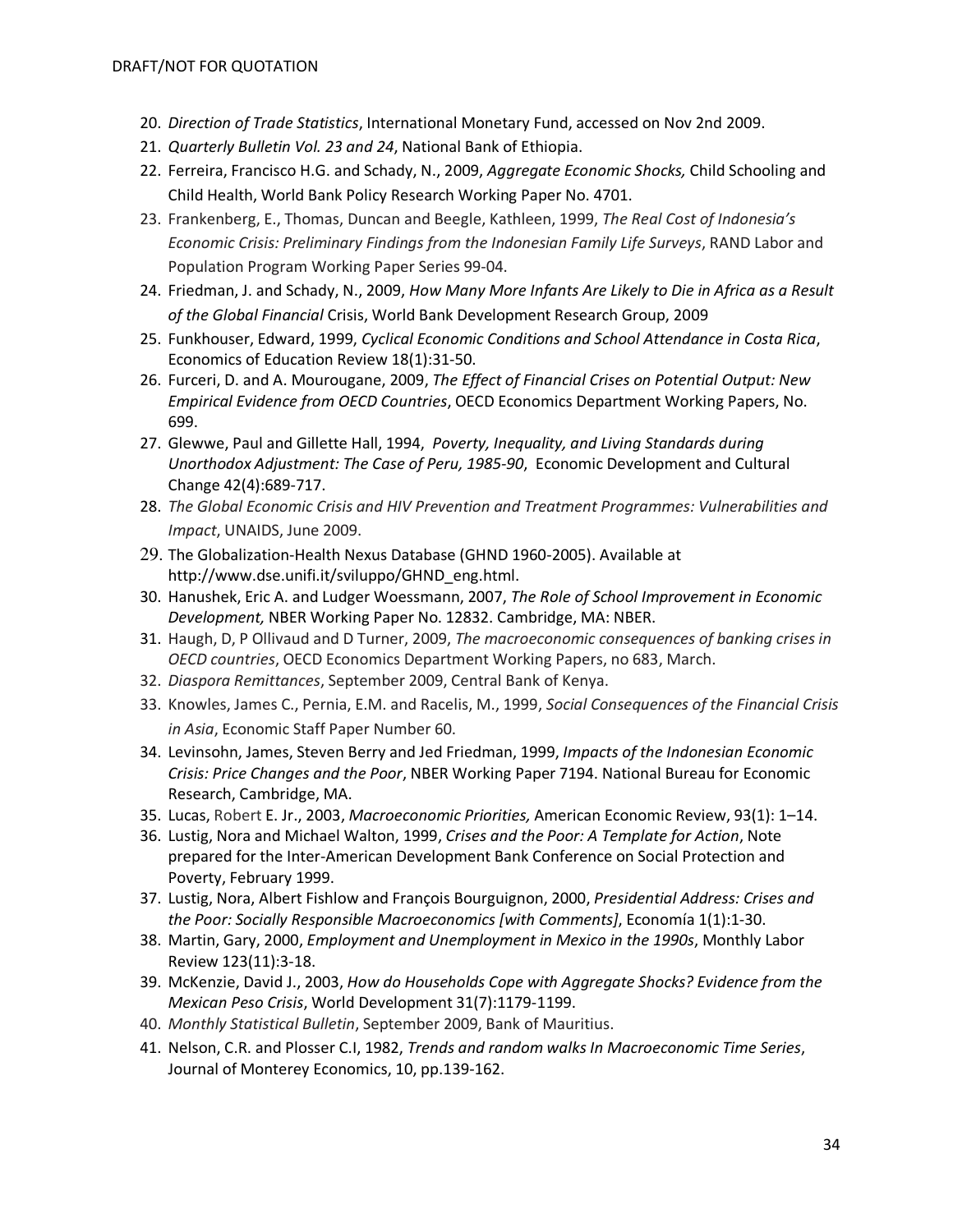20. *Direction of Trade Statistics*, International Monetary Fund, accessed on Nov 2nd 2009.
21. *Quarterly Bulletin Vol. 23 and 24*, National Bank of Ethiopia.
22. Ferreira, Francisco H.G. and Schady, N., 2009, *Aggregate Economic Shocks,* Child Schooling and Child Health, World Bank Policy Research Working Paper No. 4701.
23. Frankenberg, E., Thomas, Duncan and Beegle, Kathleen, 1999, *The Real Cost of Indonesia's Economic Crisis: Preliminary Findings from the Indonesian Family Life Surveys*, RAND Labor and Population Program Working Paper Series 99-04.
24. Friedman, J. and Schady, N., 2009, *How Many More Infants Are Likely to Die in Africa as a Result of the Global Financial* Crisis, World Bank Development Research Group, 2009
25. Funkhouser, Edward, 1999, *Cyclical Economic Conditions and School Attendance in Costa Rica*, Economics of Education Review 18(1):31-50.
26. Furceri, D. and A. Mourougane, 2009, *The Effect of Financial Crises on Potential Output: New Empirical Evidence from OECD Countries*, OECD Economics Department Working Papers, No. 699.
27. Glewwe, Paul and Gillette Hall, 1994, *Poverty, Inequality, and Living Standards during Unorthodox Adjustment: The Case of Peru, 1985-90*, Economic Development and Cultural Change 42(4):689-717.
28. *The Global Economic Crisis and HIV Prevention and Treatment Programmes: Vulnerabilities and Impact*, UNAIDS, June 2009.
29. The Globalization-Health Nexus Database (GHND 1960-2005). Available at http://www.dse.unifi.it/sviluppo/GHND_eng.html.
30. Hanushek, Eric A. and Ludger Woessmann, 2007, *The Role of School Improvement in Economic Development,* NBER Working Paper No. 12832. Cambridge, MA: NBER.
31. Haugh, D, P Ollivaud and D Turner, 2009, *The macroeconomic consequences of banking crises in OECD countries*, OECD Economics Department Working Papers, no 683, March.
32. *Diaspora Remittances*, September 2009, Central Bank of Kenya.
33. Knowles, James C., Pernia, E.M. and Racelis, M., 1999, *Social Consequences of the Financial Crisis in Asia*, Economic Staff Paper Number 60.
34. Levinsohn, James, Steven Berry and Jed Friedman, 1999, *Impacts of the Indonesian Economic Crisis: Price Changes and the Poor*, NBER Working Paper 7194. National Bureau for Economic Research, Cambridge, MA.
35. Lucas, Robert E. Jr., 2003, *Macroeconomic Priorities,* American Economic Review, 93(1): 1–14.
36. Lustig, Nora and Michael Walton, 1999, *Crises and the Poor: A Template for Action*, Note prepared for the Inter-American Development Bank Conference on Social Protection and Poverty, February 1999.
37. Lustig, Nora, Albert Fishlow and François Bourguignon, 2000, *Presidential Address: Crises and the Poor: Socially Responsible Macroeconomics [with Comments]*, Economía 1(1):1-30.
38. Martin, Gary, 2000, *Employment and Unemployment in Mexico in the 1990s*, Monthly Labor Review 123(11):3-18.
39. McKenzie, David J., 2003, *How do Households Cope with Aggregate Shocks? Evidence from the Mexican Peso Crisis*, World Development 31(7):1179-1199.
40. *Monthly Statistical Bulletin*, September 2009, Bank of Mauritius.
41. Nelson, C.R. and Plosser C.I, 1982, *Trends and random walks In Macroeconomic Time Series*, Journal of Monterey Economics, 10, pp.139-162.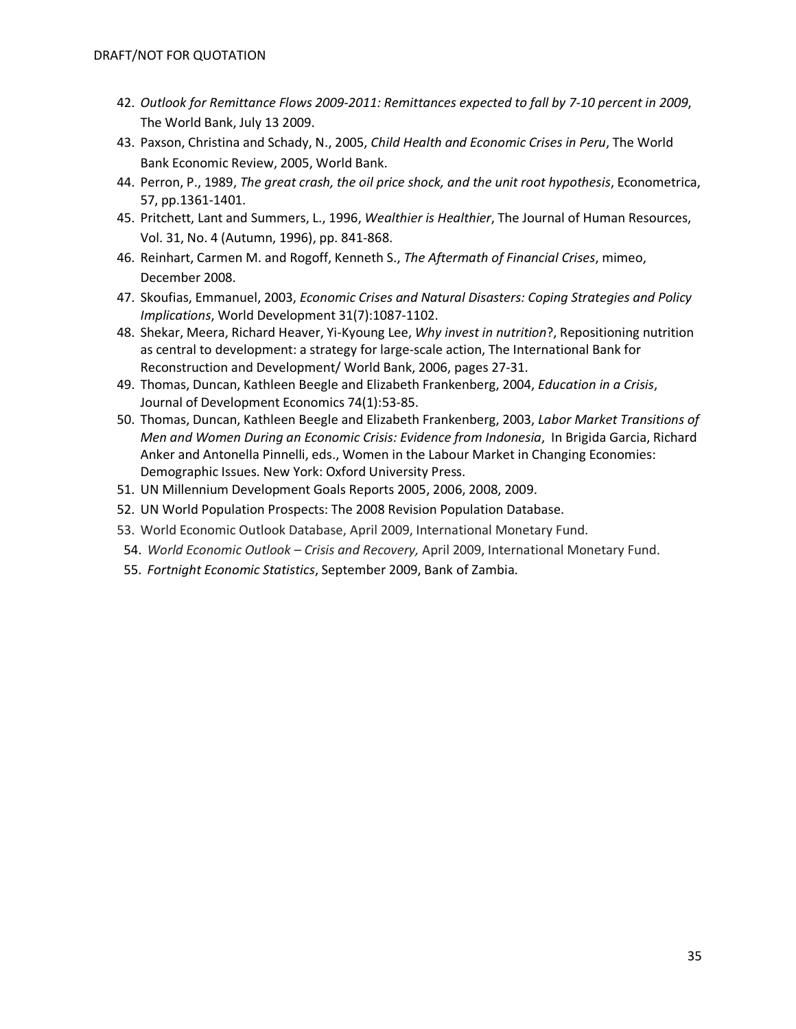42. *Outlook for Remittance Flows 2009-2011: Remittances expected to fall by 7-10 percent in 2009*, The World Bank, July 13 2009.
43. Paxson, Christina and Schady, N., 2005, *Child Health and Economic Crises in Peru*, The World Bank Economic Review, 2005, World Bank.
44. Perron, P., 1989, *The great crash, the oil price shock, and the unit root hypothesis*, Econometrica, 57, pp.1361-1401.
45. Pritchett, Lant and Summers, L., 1996, *Wealthier is Healthier*, The Journal of Human Resources, Vol. 31, No. 4 (Autumn, 1996), pp. 841-868.
46. Reinhart, Carmen M. and Rogoff, Kenneth S., *The Aftermath of Financial Crises*, mimeo, December 2008.
47. Skoufias, Emmanuel, 2003, *Economic Crises and Natural Disasters: Coping Strategies and Policy Implications*, World Development 31(7):1087-1102.
48. Shekar, Meera, Richard Heaver, Yi-Kyoung Lee, *Why invest in nutrition*?, Repositioning nutrition as central to development: a strategy for large-scale action, The International Bank for Reconstruction and Development/ World Bank, 2006, pages 27-31.
49. Thomas, Duncan, Kathleen Beegle and Elizabeth Frankenberg, 2004, *Education in a Crisis*, Journal of Development Economics 74(1):53-85.
50. Thomas, Duncan, Kathleen Beegle and Elizabeth Frankenberg, 2003, *Labor Market Transitions of Men and Women During an Economic Crisis: Evidence from Indonesia*, In Brigida Garcia, Richard Anker and Antonella Pinnelli, eds., Women in the Labour Market in Changing Economies: Demographic Issues. New York: Oxford University Press.
51. UN Millennium Development Goals Reports 2005, 2006, 2008, 2009.
52. UN World Population Prospects: The 2008 Revision Population Database.
53. World Economic Outlook Database, April 2009, International Monetary Fund.
54. *World Economic Outlook – Crisis and Recovery,* April 2009, International Monetary Fund.
55. *Fortnight Economic Statistics*, September 2009, Bank of Zambia.